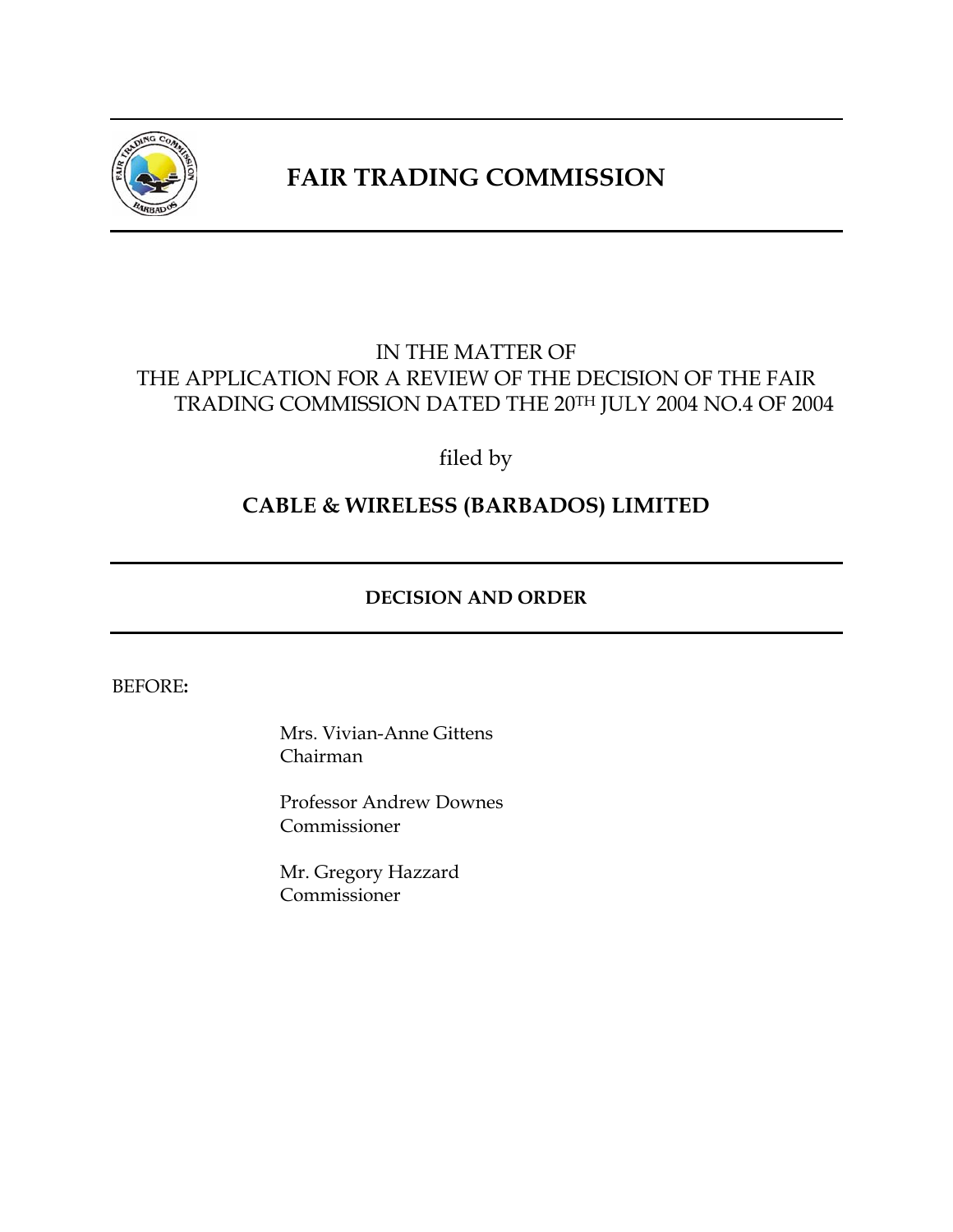# FAIR TRADING COMMISSION

IN THE MATTER OF
THE APPLICATION FOR A REVIEW OF THE DECISION OF THE FAIR TRADING COMMISSION DATED THE 20TH JULY 2004 NO.4 OF 2004

filed by

**CABLE & WIRELESS (BARBADOS) LIMITED**

---

**DECISION AND ORDER**

---

BEFORE**:**

Mrs. Vivian-Anne Gittens
Chairman

Professor Andrew Downes
Commissioner

Mr. Gregory Hazzard
Commissioner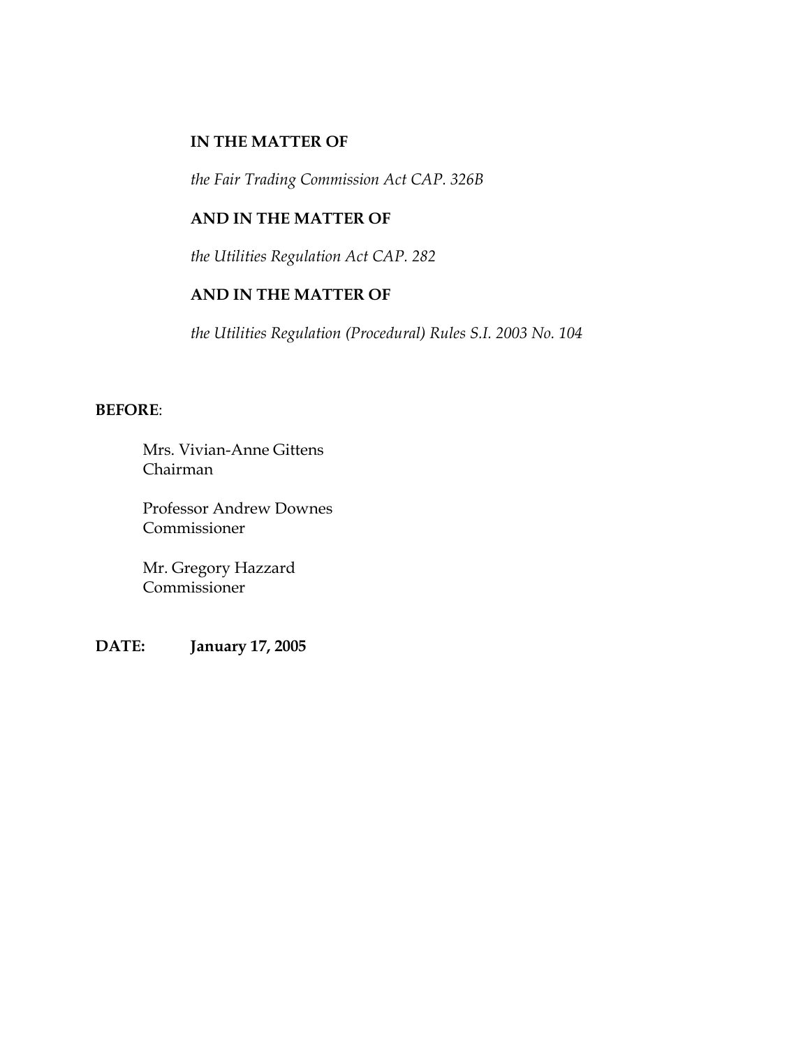**IN THE MATTER OF**

*the Fair Trading Commission Act CAP. 326B*

**AND IN THE MATTER OF**

*the Utilities Regulation Act CAP. 282*

**AND IN THE MATTER OF**

*the Utilities Regulation (Procedural) Rules S.I. 2003 No. 104*

**BEFORE**:

Mrs. Vivian-Anne Gittens
Chairman

Professor Andrew Downes
Commissioner

Mr. Gregory Hazzard
Commissioner

**DATE: January 17, 2005**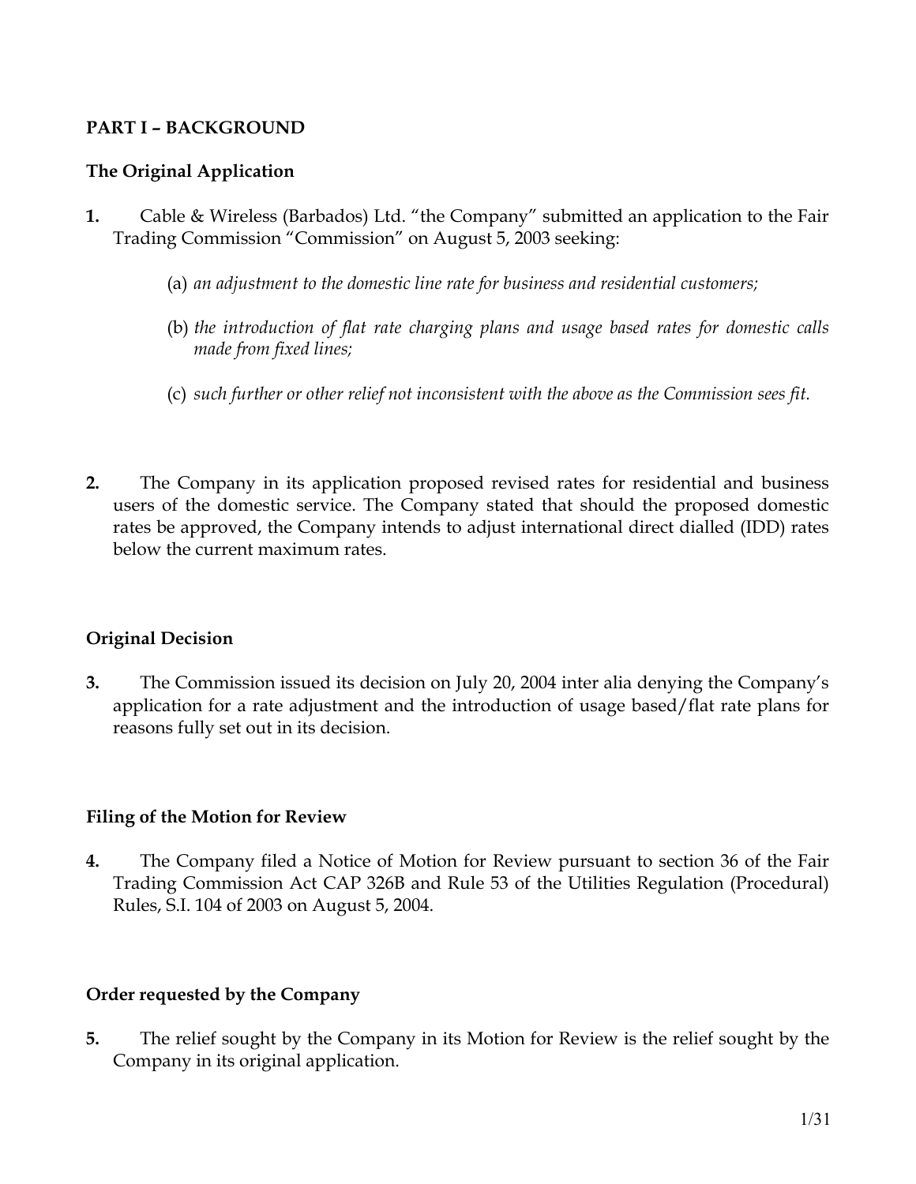## PART I – BACKGROUND

### The Original Application

**1.** Cable & Wireless (Barbados) Ltd. "the Company" submitted an application to the Fair Trading Commission "Commission" on August 5, 2003 seeking:

(a) *an adjustment to the domestic line rate for business and residential customers;*

(b) *the introduction of flat rate charging plans and usage based rates for domestic calls made from fixed lines;*

(c) *such further or other relief not inconsistent with the above as the Commission sees fit.*

**2.** The Company in its application proposed revised rates for residential and business users of the domestic service. The Company stated that should the proposed domestic rates be approved, the Company intends to adjust international direct dialled (IDD) rates below the current maximum rates.

### Original Decision

**3.** The Commission issued its decision on July 20, 2004 inter alia denying the Company's application for a rate adjustment and the introduction of usage based/flat rate plans for reasons fully set out in its decision.

### Filing of the Motion for Review

**4.** The Company filed a Notice of Motion for Review pursuant to section 36 of the Fair Trading Commission Act CAP 326B and Rule 53 of the Utilities Regulation (Procedural) Rules, S.I. 104 of 2003 on August 5, 2004.

### Order requested by the Company

**5.** The relief sought by the Company in its Motion for Review is the relief sought by the Company in its original application.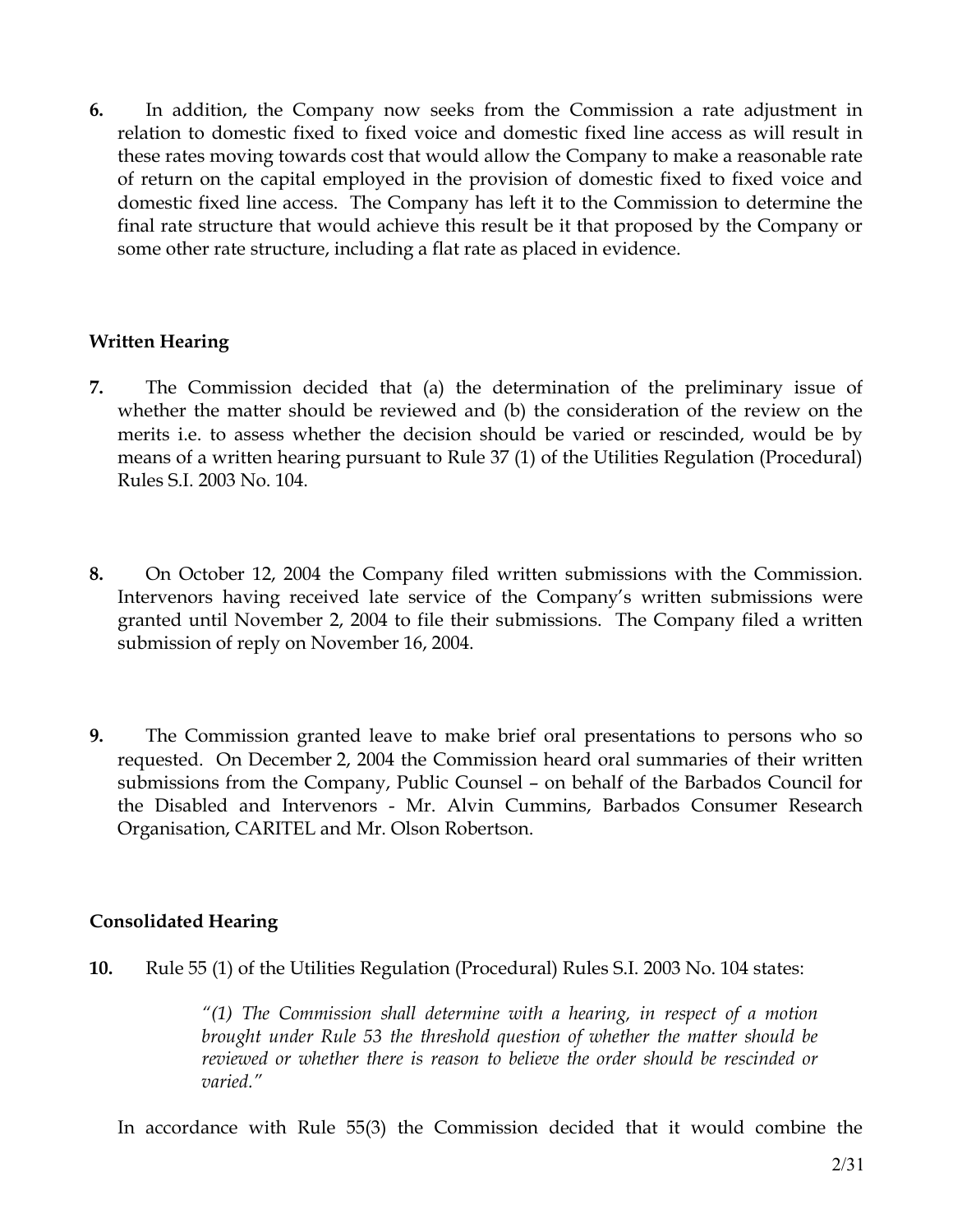**6.** In addition, the Company now seeks from the Commission a rate adjustment in relation to domestic fixed to fixed voice and domestic fixed line access as will result in these rates moving towards cost that would allow the Company to make a reasonable rate of return on the capital employed in the provision of domestic fixed to fixed voice and domestic fixed line access. The Company has left it to the Commission to determine the final rate structure that would achieve this result be it that proposed by the Company or some other rate structure, including a flat rate as placed in evidence.

## Written Hearing

**7.** The Commission decided that (a) the determination of the preliminary issue of whether the matter should be reviewed and (b) the consideration of the review on the merits i.e. to assess whether the decision should be varied or rescinded, would be by means of a written hearing pursuant to Rule 37 (1) of the Utilities Regulation (Procedural) Rules S.I. 2003 No. 104.

**8.** On October 12, 2004 the Company filed written submissions with the Commission. Intervenors having received late service of the Company's written submissions were granted until November 2, 2004 to file their submissions. The Company filed a written submission of reply on November 16, 2004.

**9.** The Commission granted leave to make brief oral presentations to persons who so requested. On December 2, 2004 the Commission heard oral summaries of their written submissions from the Company, Public Counsel – on behalf of the Barbados Council for the Disabled and Intervenors - Mr. Alvin Cummins, Barbados Consumer Research Organisation, CARITEL and Mr. Olson Robertson.

## Consolidated Hearing

**10.** Rule 55 (1) of the Utilities Regulation (Procedural) Rules S.I. 2003 No. 104 states:

> *"(1) The Commission shall determine with a hearing, in respect of a motion brought under Rule 53 the threshold question of whether the matter should be reviewed or whether there is reason to believe the order should be rescinded or varied."*

In accordance with Rule 55(3) the Commission decided that it would combine the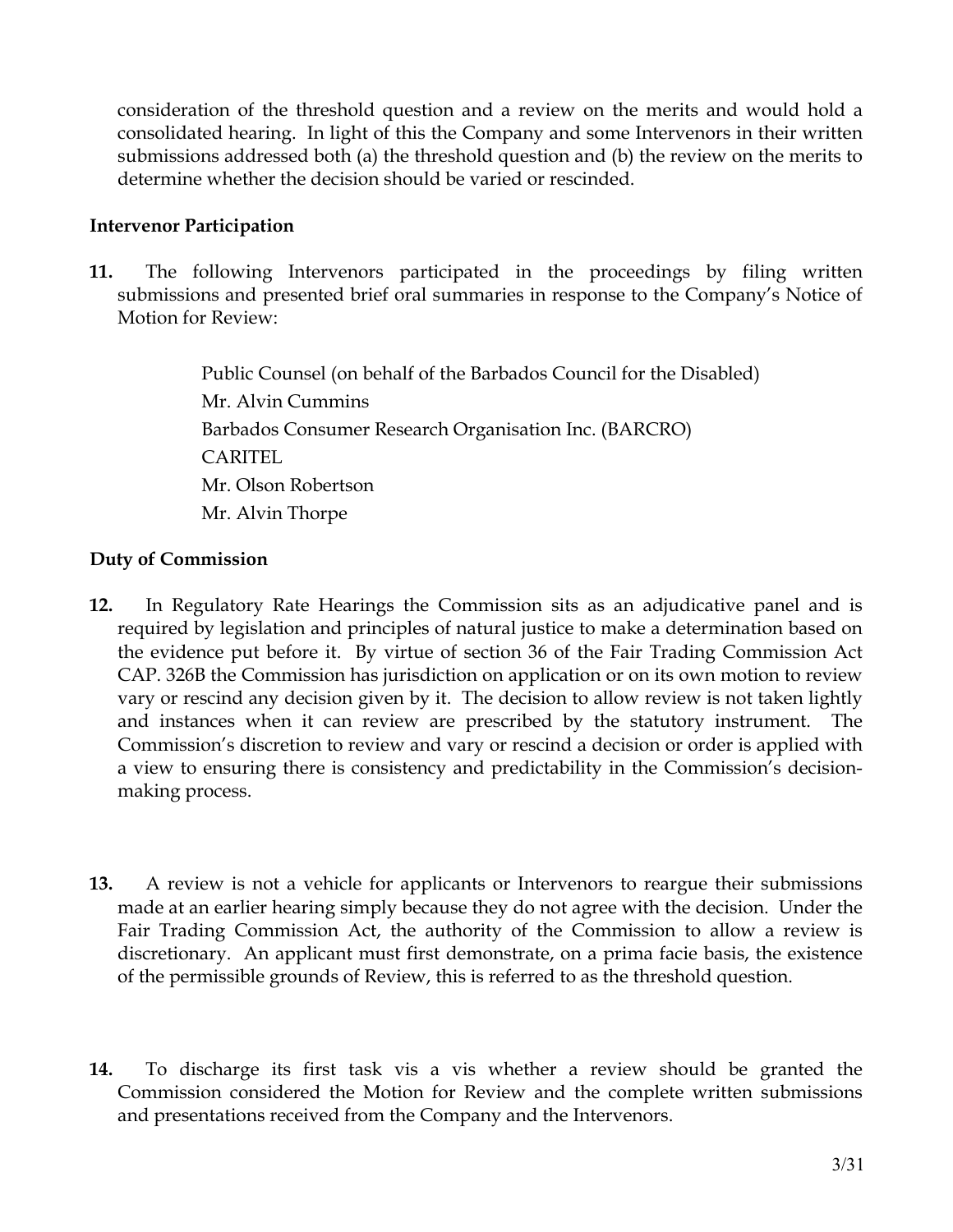consideration of the threshold question and a review on the merits and would hold a consolidated hearing. In light of this the Company and some Intervenors in their written submissions addressed both (a) the threshold question and (b) the review on the merits to determine whether the decision should be varied or rescinded.

**Intervenor Participation**

**11.** The following Intervenors participated in the proceedings by filing written submissions and presented brief oral summaries in response to the Company's Notice of Motion for Review:

Public Counsel (on behalf of the Barbados Council for the Disabled)
Mr. Alvin Cummins
Barbados Consumer Research Organisation Inc. (BARCRO)
CARITEL
Mr. Olson Robertson
Mr. Alvin Thorpe

**Duty of Commission**

**12.** In Regulatory Rate Hearings the Commission sits as an adjudicative panel and is required by legislation and principles of natural justice to make a determination based on the evidence put before it. By virtue of section 36 of the Fair Trading Commission Act CAP. 326B the Commission has jurisdiction on application or on its own motion to review vary or rescind any decision given by it. The decision to allow review is not taken lightly and instances when it can review are prescribed by the statutory instrument. The Commission's discretion to review and vary or rescind a decision or order is applied with a view to ensuring there is consistency and predictability in the Commission's decision-making process.

**13.** A review is not a vehicle for applicants or Intervenors to reargue their submissions made at an earlier hearing simply because they do not agree with the decision. Under the Fair Trading Commission Act, the authority of the Commission to allow a review is discretionary. An applicant must first demonstrate, on a prima facie basis, the existence of the permissible grounds of Review, this is referred to as the threshold question.

**14.** To discharge its first task vis a vis whether a review should be granted the Commission considered the Motion for Review and the complete written submissions and presentations received from the Company and the Intervenors.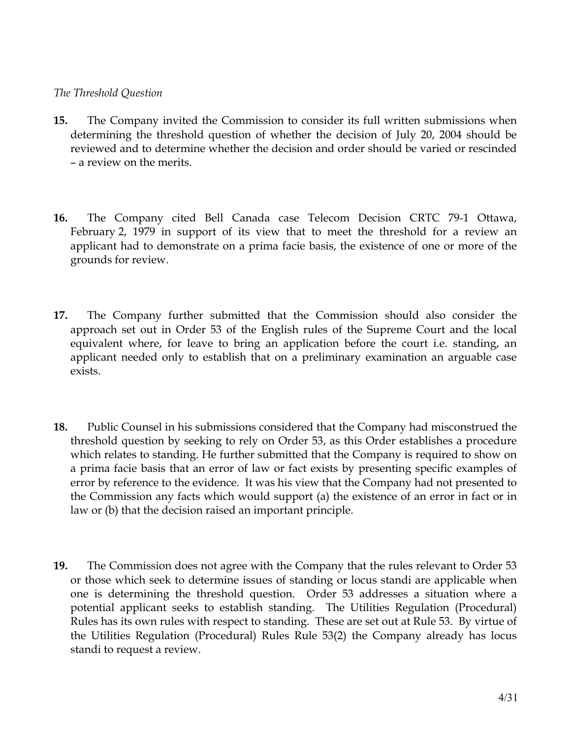*The Threshold Question*

**15.** The Company invited the Commission to consider its full written submissions when determining the threshold question of whether the decision of July 20, 2004 should be reviewed and to determine whether the decision and order should be varied or rescinded – a review on the merits.

**16.** The Company cited Bell Canada case Telecom Decision CRTC 79-1 Ottawa, February 2, 1979 in support of its view that to meet the threshold for a review an applicant had to demonstrate on a prima facie basis, the existence of one or more of the grounds for review.

**17.** The Company further submitted that the Commission should also consider the approach set out in Order 53 of the English rules of the Supreme Court and the local equivalent where, for leave to bring an application before the court i.e. standing, an applicant needed only to establish that on a preliminary examination an arguable case exists.

**18.** Public Counsel in his submissions considered that the Company had misconstrued the threshold question by seeking to rely on Order 53, as this Order establishes a procedure which relates to standing. He further submitted that the Company is required to show on a prima facie basis that an error of law or fact exists by presenting specific examples of error by reference to the evidence. It was his view that the Company had not presented to the Commission any facts which would support (a) the existence of an error in fact or in law or (b) that the decision raised an important principle.

**19.** The Commission does not agree with the Company that the rules relevant to Order 53 or those which seek to determine issues of standing or locus standi are applicable when one is determining the threshold question. Order 53 addresses a situation where a potential applicant seeks to establish standing. The Utilities Regulation (Procedural) Rules has its own rules with respect to standing. These are set out at Rule 53. By virtue of the Utilities Regulation (Procedural) Rules Rule 53(2) the Company already has locus standi to request a review.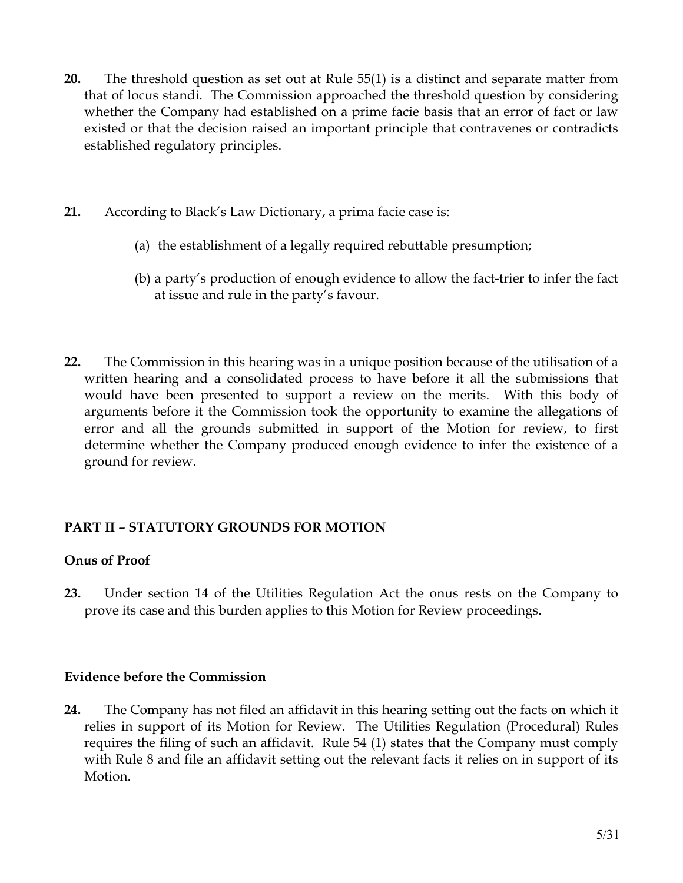**20.** The threshold question as set out at Rule 55(1) is a distinct and separate matter from that of locus standi. The Commission approached the threshold question by considering whether the Company had established on a prime facie basis that an error of fact or law existed or that the decision raised an important principle that contravenes or contradicts established regulatory principles.

**21.** According to Black's Law Dictionary, a prima facie case is:

(a) the establishment of a legally required rebuttable presumption;

(b) a party's production of enough evidence to allow the fact-trier to infer the fact at issue and rule in the party's favour.

**22.** The Commission in this hearing was in a unique position because of the utilisation of a written hearing and a consolidated process to have before it all the submissions that would have been presented to support a review on the merits. With this body of arguments before it the Commission took the opportunity to examine the allegations of error and all the grounds submitted in support of the Motion for review, to first determine whether the Company produced enough evidence to infer the existence of a ground for review.

## PART II – STATUTORY GROUNDS FOR MOTION

### Onus of Proof

**23.** Under section 14 of the Utilities Regulation Act the onus rests on the Company to prove its case and this burden applies to this Motion for Review proceedings.

### Evidence before the Commission

**24.** The Company has not filed an affidavit in this hearing setting out the facts on which it relies in support of its Motion for Review. The Utilities Regulation (Procedural) Rules requires the filing of such an affidavit. Rule 54 (1) states that the Company must comply with Rule 8 and file an affidavit setting out the relevant facts it relies on in support of its Motion.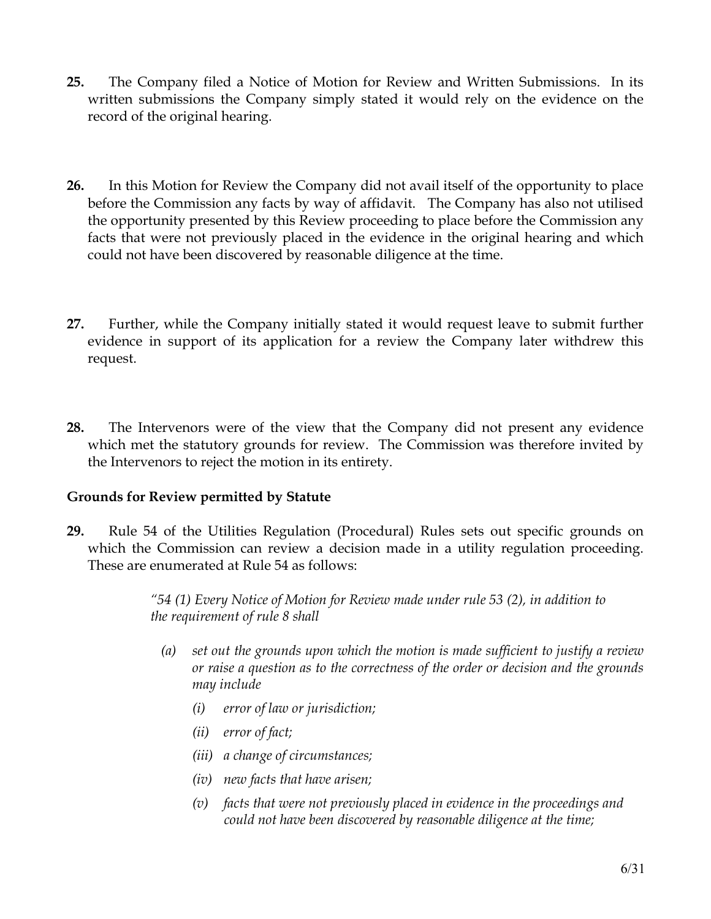**25.** The Company filed a Notice of Motion for Review and Written Submissions. In its written submissions the Company simply stated it would rely on the evidence on the record of the original hearing.

**26.** In this Motion for Review the Company did not avail itself of the opportunity to place before the Commission any facts by way of affidavit. The Company has also not utilised the opportunity presented by this Review proceeding to place before the Commission any facts that were not previously placed in the evidence in the original hearing and which could not have been discovered by reasonable diligence at the time.

**27.** Further, while the Company initially stated it would request leave to submit further evidence in support of its application for a review the Company later withdrew this request.

**28.** The Intervenors were of the view that the Company did not present any evidence which met the statutory grounds for review. The Commission was therefore invited by the Intervenors to reject the motion in its entirety.

**Grounds for Review permitted by Statute**

**29.** Rule 54 of the Utilities Regulation (Procedural) Rules sets out specific grounds on which the Commission can review a decision made in a utility regulation proceeding. These are enumerated at Rule 54 as follows:

> *"54 (1) Every Notice of Motion for Review made under rule 53 (2), in addition to the requirement of rule 8 shall*
>
> *(a) set out the grounds upon which the motion is made sufficient to justify a review or raise a question as to the correctness of the order or decision and the grounds may include*
>
> *(i) error of law or jurisdiction;*
>
> *(ii) error of fact;*
>
> *(iii) a change of circumstances;*
>
> *(iv) new facts that have arisen;*
>
> *(v) facts that were not previously placed in evidence in the proceedings and could not have been discovered by reasonable diligence at the time;*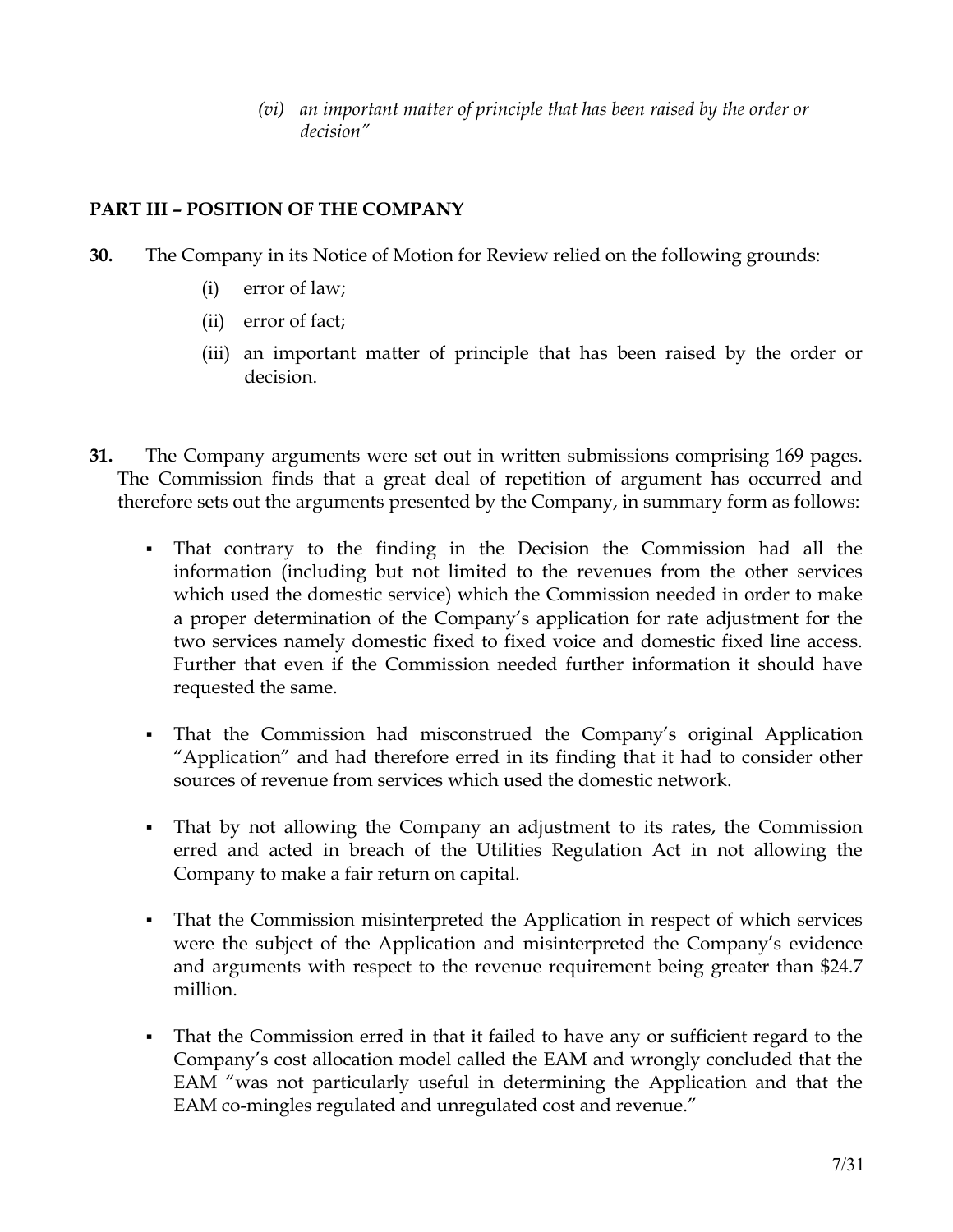*(vi) an important matter of principle that has been raised by the order or decision"*

## PART III – POSITION OF THE COMPANY

**30.** The Company in its Notice of Motion for Review relied on the following grounds:

(i) error of law;

(ii) error of fact;

(iii) an important matter of principle that has been raised by the order or decision.

**31.** The Company arguments were set out in written submissions comprising 169 pages. The Commission finds that a great deal of repetition of argument has occurred and therefore sets out the arguments presented by the Company, in summary form as follows:

- That contrary to the finding in the Decision the Commission had all the information (including but not limited to the revenues from the other services which used the domestic service) which the Commission needed in order to make a proper determination of the Company's application for rate adjustment for the two services namely domestic fixed to fixed voice and domestic fixed line access. Further that even if the Commission needed further information it should have requested the same.

- That the Commission had misconstrued the Company's original Application "Application" and had therefore erred in its finding that it had to consider other sources of revenue from services which used the domestic network.

- That by not allowing the Company an adjustment to its rates, the Commission erred and acted in breach of the Utilities Regulation Act in not allowing the Company to make a fair return on capital.

- That the Commission misinterpreted the Application in respect of which services were the subject of the Application and misinterpreted the Company's evidence and arguments with respect to the revenue requirement being greater than $24.7 million.

- That the Commission erred in that it failed to have any or sufficient regard to the Company's cost allocation model called the EAM and wrongly concluded that the EAM "was not particularly useful in determining the Application and that the EAM co-mingles regulated and unregulated cost and revenue."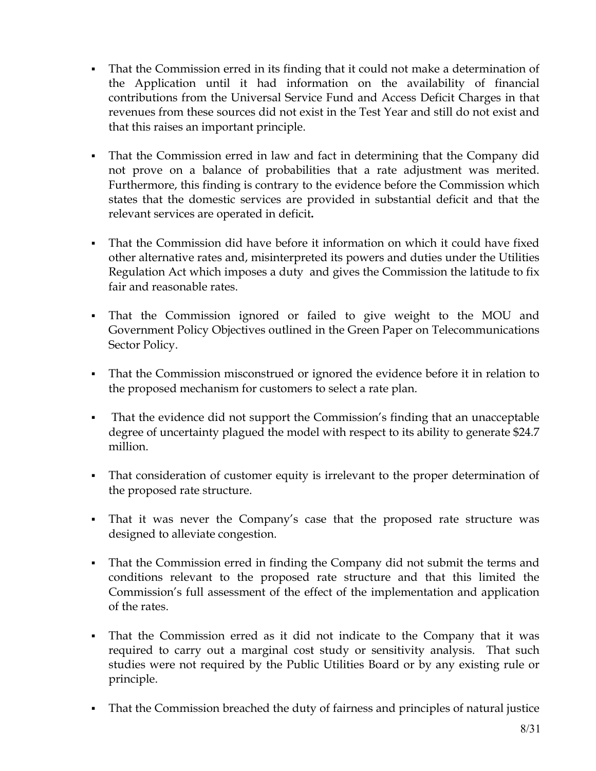- That the Commission erred in its finding that it could not make a determination of the Application until it had information on the availability of financial contributions from the Universal Service Fund and Access Deficit Charges in that revenues from these sources did not exist in the Test Year and still do not exist and that this raises an important principle.

- That the Commission erred in law and fact in determining that the Company did not prove on a balance of probabilities that a rate adjustment was merited. Furthermore, this finding is contrary to the evidence before the Commission which states that the domestic services are provided in substantial deficit and that the relevant services are operated in deficit**.**

- That the Commission did have before it information on which it could have fixed other alternative rates and, misinterpreted its powers and duties under the Utilities Regulation Act which imposes a duty and gives the Commission the latitude to fix fair and reasonable rates.

- That the Commission ignored or failed to give weight to the MOU and Government Policy Objectives outlined in the Green Paper on Telecommunications Sector Policy.

- That the Commission misconstrued or ignored the evidence before it in relation to the proposed mechanism for customers to select a rate plan.

- That the evidence did not support the Commission's finding that an unacceptable degree of uncertainty plagued the model with respect to its ability to generate $24.7 million.

- That consideration of customer equity is irrelevant to the proper determination of the proposed rate structure.

- That it was never the Company's case that the proposed rate structure was designed to alleviate congestion.

- That the Commission erred in finding the Company did not submit the terms and conditions relevant to the proposed rate structure and that this limited the Commission's full assessment of the effect of the implementation and application of the rates.

- That the Commission erred as it did not indicate to the Company that it was required to carry out a marginal cost study or sensitivity analysis. That such studies were not required by the Public Utilities Board or by any existing rule or principle.

- That the Commission breached the duty of fairness and principles of natural justice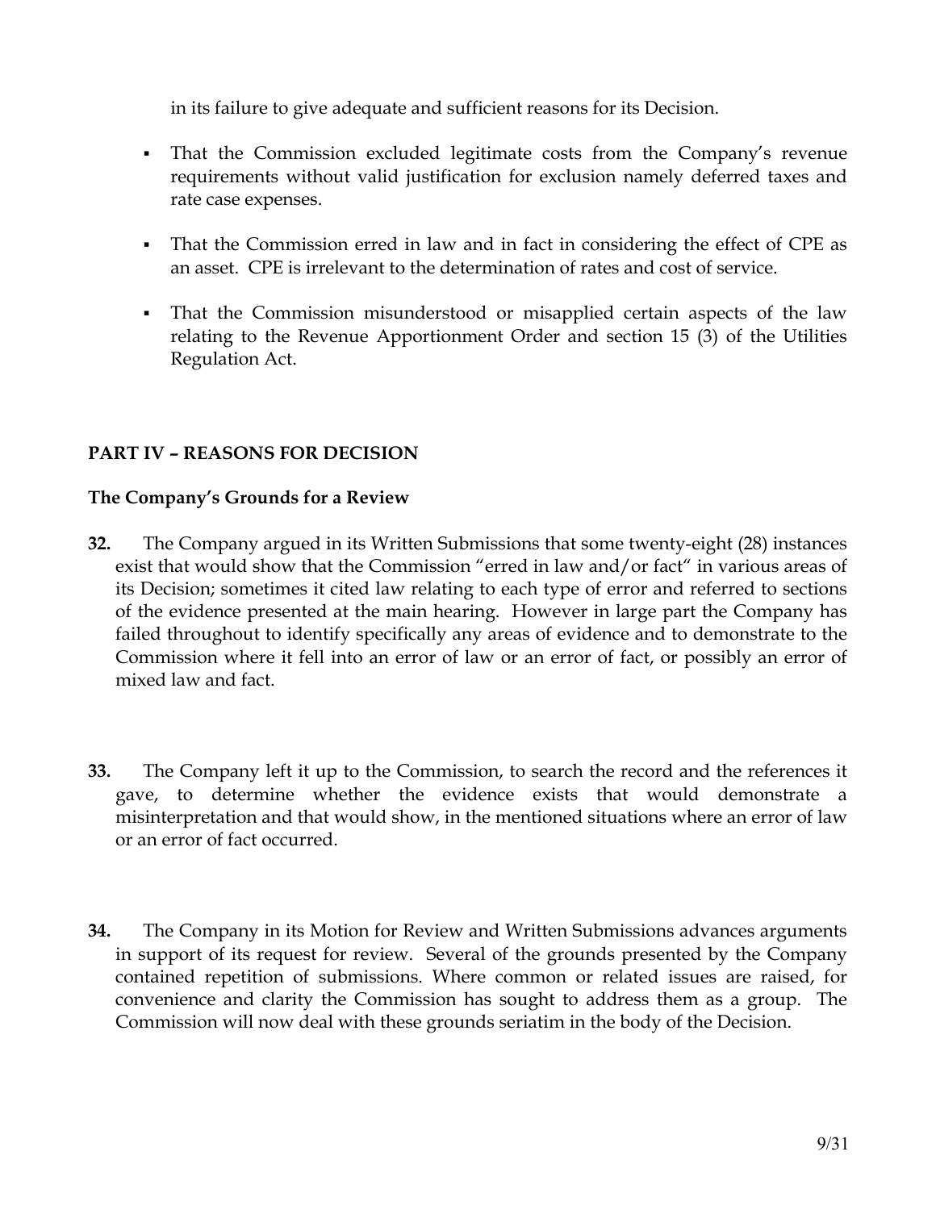in its failure to give adequate and sufficient reasons for its Decision.

- That the Commission excluded legitimate costs from the Company's revenue requirements without valid justification for exclusion namely deferred taxes and rate case expenses.
- That the Commission erred in law and in fact in considering the effect of CPE as an asset. CPE is irrelevant to the determination of rates and cost of service.
- That the Commission misunderstood or misapplied certain aspects of the law relating to the Revenue Apportionment Order and section 15 (3) of the Utilities Regulation Act.

## PART IV – REASONS FOR DECISION

### The Company's Grounds for a Review

**32.** The Company argued in its Written Submissions that some twenty-eight (28) instances exist that would show that the Commission "erred in law and/or fact" in various areas of its Decision; sometimes it cited law relating to each type of error and referred to sections of the evidence presented at the main hearing. However in large part the Company has failed throughout to identify specifically any areas of evidence and to demonstrate to the Commission where it fell into an error of law or an error of fact, or possibly an error of mixed law and fact.

**33.** The Company left it up to the Commission, to search the record and the references it gave, to determine whether the evidence exists that would demonstrate a misinterpretation and that would show, in the mentioned situations where an error of law or an error of fact occurred.

**34.** The Company in its Motion for Review and Written Submissions advances arguments in support of its request for review. Several of the grounds presented by the Company contained repetition of submissions. Where common or related issues are raised, for convenience and clarity the Commission has sought to address them as a group. The Commission will now deal with these grounds seriatim in the body of the Decision.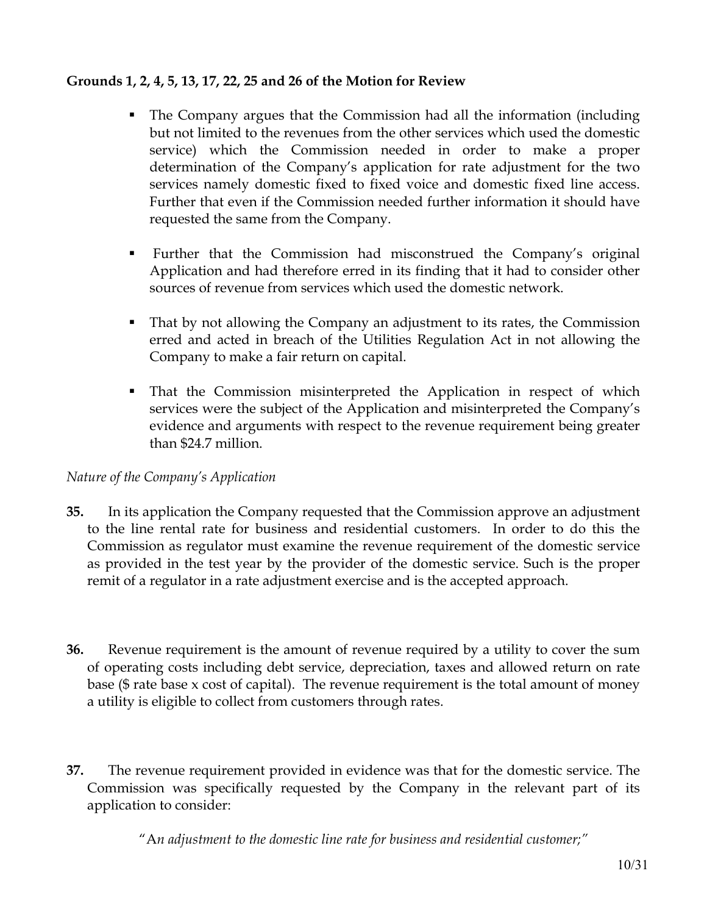**Grounds 1, 2, 4, 5, 13, 17, 22, 25 and 26 of the Motion for Review**

- The Company argues that the Commission had all the information (including but not limited to the revenues from the other services which used the domestic service) which the Commission needed in order to make a proper determination of the Company's application for rate adjustment for the two services namely domestic fixed to fixed voice and domestic fixed line access. Further that even if the Commission needed further information it should have requested the same from the Company.

- Further that the Commission had misconstrued the Company's original Application and had therefore erred in its finding that it had to consider other sources of revenue from services which used the domestic network.

- That by not allowing the Company an adjustment to its rates, the Commission erred and acted in breach of the Utilities Regulation Act in not allowing the Company to make a fair return on capital.

- That the Commission misinterpreted the Application in respect of which services were the subject of the Application and misinterpreted the Company's evidence and arguments with respect to the revenue requirement being greater than $24.7 million.

*Nature of the Company's Application*

**35.** In its application the Company requested that the Commission approve an adjustment to the line rental rate for business and residential customers. In order to do this the Commission as regulator must examine the revenue requirement of the domestic service as provided in the test year by the provider of the domestic service. Such is the proper remit of a regulator in a rate adjustment exercise and is the accepted approach.

**36.** Revenue requirement is the amount of revenue required by a utility to cover the sum of operating costs including debt service, depreciation, taxes and allowed return on rate base ($ rate base x cost of capital). The revenue requirement is the total amount of money a utility is eligible to collect from customers through rates.

**37.** The revenue requirement provided in evidence was that for the domestic service. The Commission was specifically requested by the Company in the relevant part of its application to consider:

> "A*n adjustment to the domestic line rate for business and residential customer;*"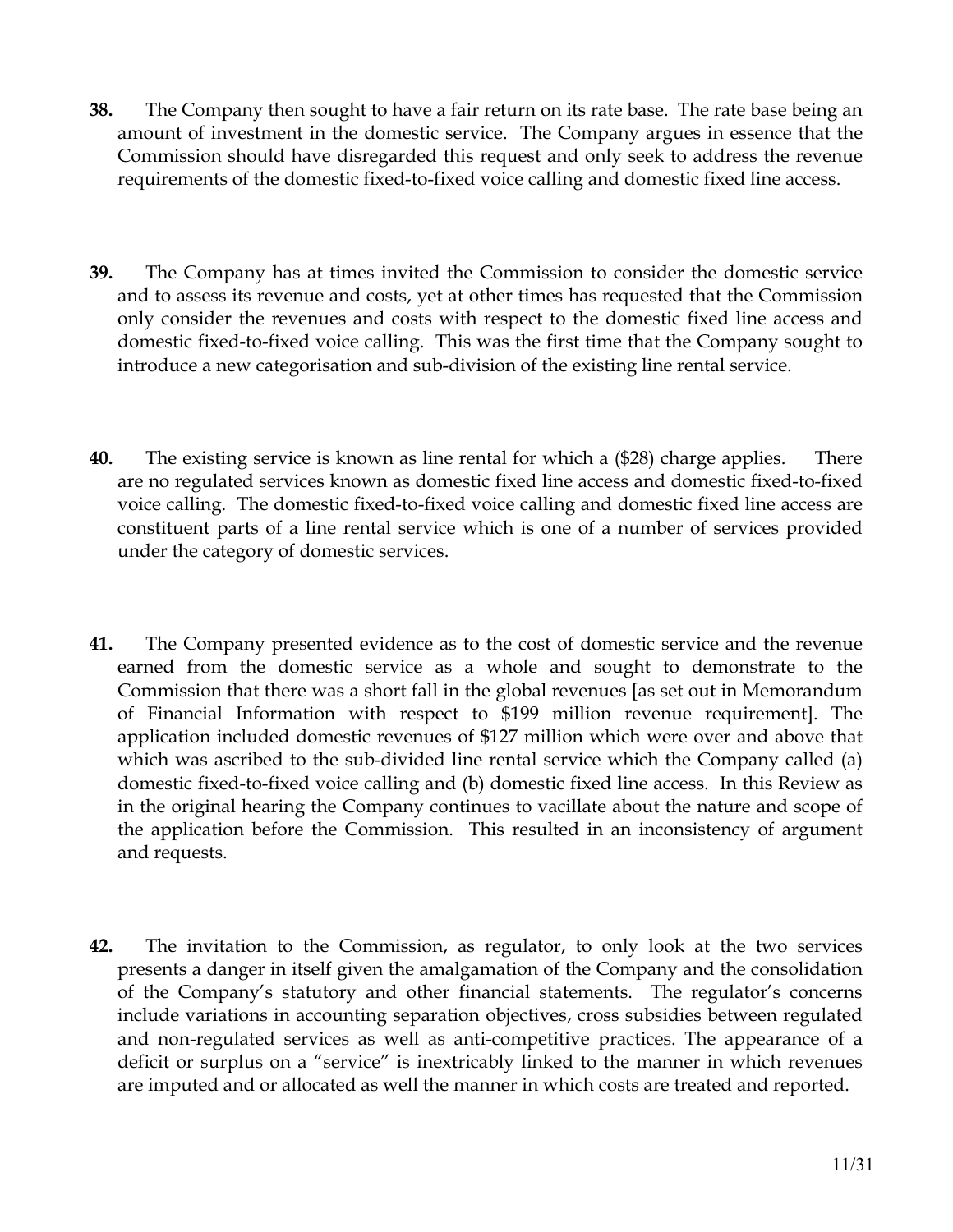**38.** The Company then sought to have a fair return on its rate base. The rate base being an amount of investment in the domestic service. The Company argues in essence that the Commission should have disregarded this request and only seek to address the revenue requirements of the domestic fixed-to-fixed voice calling and domestic fixed line access.

**39.** The Company has at times invited the Commission to consider the domestic service and to assess its revenue and costs, yet at other times has requested that the Commission only consider the revenues and costs with respect to the domestic fixed line access and domestic fixed-to-fixed voice calling. This was the first time that the Company sought to introduce a new categorisation and sub-division of the existing line rental service.

**40.** The existing service is known as line rental for which a ($28) charge applies. There are no regulated services known as domestic fixed line access and domestic fixed-to-fixed voice calling. The domestic fixed-to-fixed voice calling and domestic fixed line access are constituent parts of a line rental service which is one of a number of services provided under the category of domestic services.

**41.** The Company presented evidence as to the cost of domestic service and the revenue earned from the domestic service as a whole and sought to demonstrate to the Commission that there was a short fall in the global revenues [as set out in Memorandum of Financial Information with respect to $199 million revenue requirement]. The application included domestic revenues of $127 million which were over and above that which was ascribed to the sub-divided line rental service which the Company called (a) domestic fixed-to-fixed voice calling and (b) domestic fixed line access. In this Review as in the original hearing the Company continues to vacillate about the nature and scope of the application before the Commission. This resulted in an inconsistency of argument and requests.

**42.** The invitation to the Commission, as regulator, to only look at the two services presents a danger in itself given the amalgamation of the Company and the consolidation of the Company's statutory and other financial statements. The regulator's concerns include variations in accounting separation objectives, cross subsidies between regulated and non-regulated services as well as anti-competitive practices. The appearance of a deficit or surplus on a "service" is inextricably linked to the manner in which revenues are imputed and or allocated as well the manner in which costs are treated and reported.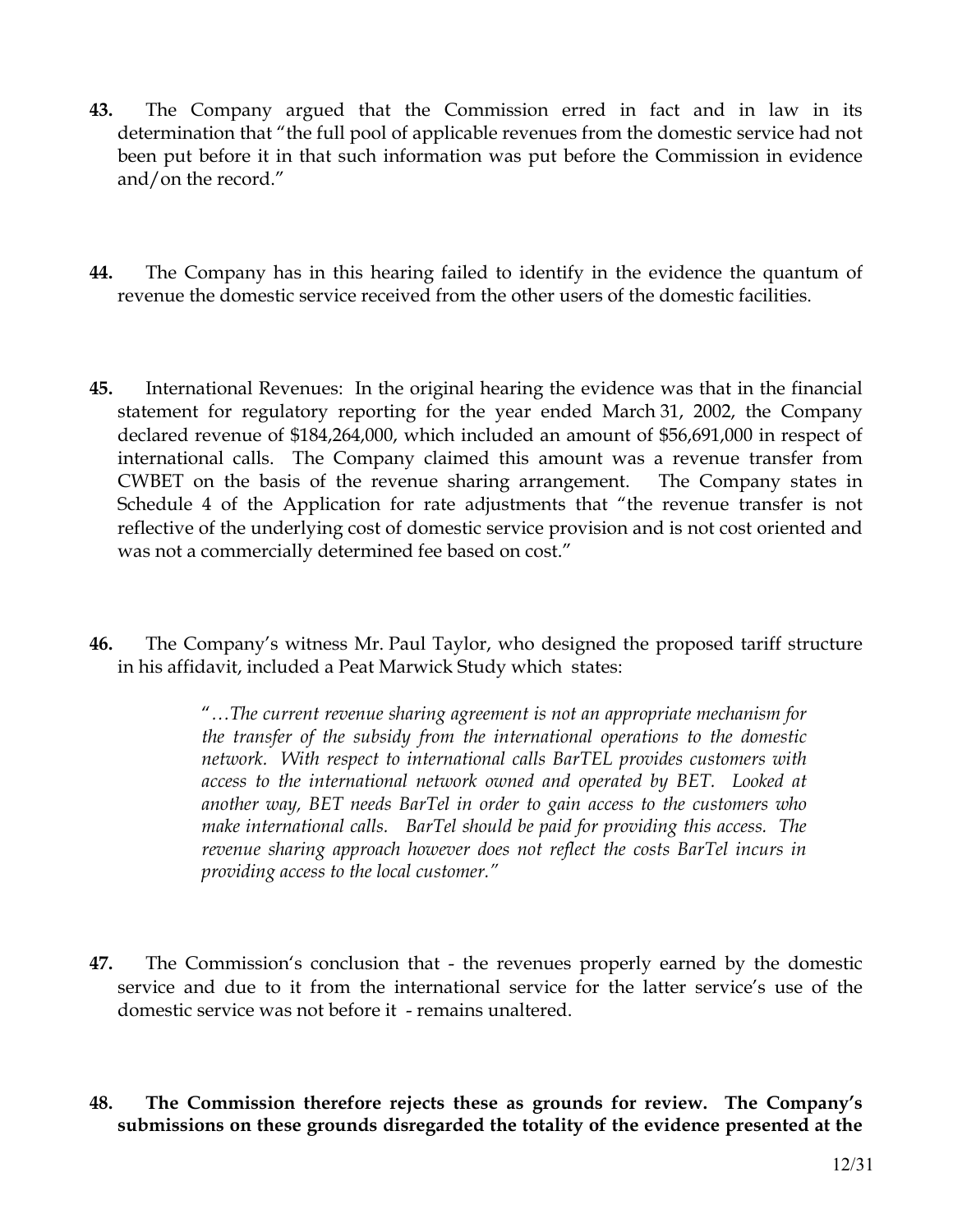**43.** The Company argued that the Commission erred in fact and in law in its determination that "the full pool of applicable revenues from the domestic service had not been put before it in that such information was put before the Commission in evidence and/on the record."

**44.** The Company has in this hearing failed to identify in the evidence the quantum of revenue the domestic service received from the other users of the domestic facilities.

**45.** International Revenues: In the original hearing the evidence was that in the financial statement for regulatory reporting for the year ended March 31, 2002, the Company declared revenue of $184,264,000, which included an amount of $56,691,000 in respect of international calls. The Company claimed this amount was a revenue transfer from CWBET on the basis of the revenue sharing arrangement. The Company states in Schedule 4 of the Application for rate adjustments that "the revenue transfer is not reflective of the underlying cost of domestic service provision and is not cost oriented and was not a commercially determined fee based on cost."

**46.** The Company's witness Mr. Paul Taylor, who designed the proposed tariff structure in his affidavit, included a Peat Marwick Study which states:

> "*…The current revenue sharing agreement is not an appropriate mechanism for the transfer of the subsidy from the international operations to the domestic network. With respect to international calls BarTEL provides customers with access to the international network owned and operated by BET. Looked at another way, BET needs BarTel in order to gain access to the customers who make international calls. BarTel should be paid for providing this access. The revenue sharing approach however does not reflect the costs BarTel incurs in providing access to the local customer.*"

**47.** The Commission's conclusion that - the revenues properly earned by the domestic service and due to it from the international service for the latter service's use of the domestic service was not before it - remains unaltered.

**48. The Commission therefore rejects these as grounds for review. The Company's submissions on these grounds disregarded the totality of the evidence presented at the**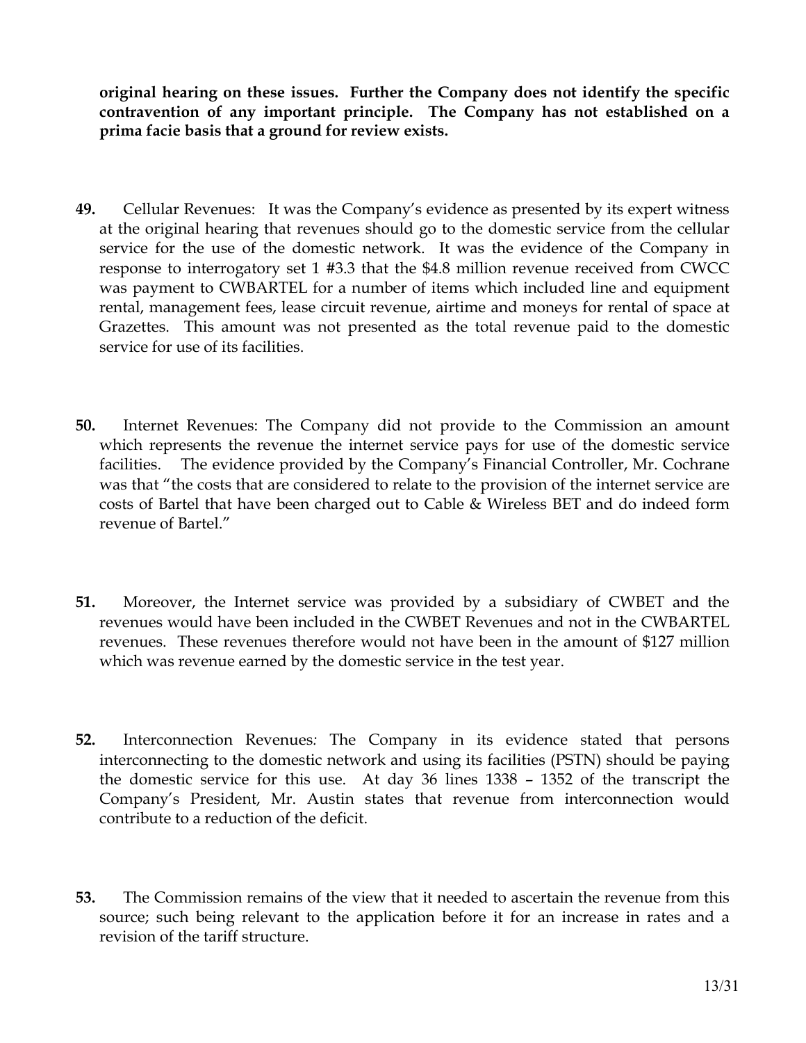**original hearing on these issues. Further the Company does not identify the specific contravention of any important principle. The Company has not established on a prima facie basis that a ground for review exists.**

**49.** Cellular Revenues: It was the Company's evidence as presented by its expert witness at the original hearing that revenues should go to the domestic service from the cellular service for the use of the domestic network. It was the evidence of the Company in response to interrogatory set 1 #3.3 that the $4.8 million revenue received from CWCC was payment to CWBARTEL for a number of items which included line and equipment rental, management fees, lease circuit revenue, airtime and moneys for rental of space at Grazettes. This amount was not presented as the total revenue paid to the domestic service for use of its facilities.

**50.** Internet Revenues: The Company did not provide to the Commission an amount which represents the revenue the internet service pays for use of the domestic service facilities. The evidence provided by the Company's Financial Controller, Mr. Cochrane was that "the costs that are considered to relate to the provision of the internet service are costs of Bartel that have been charged out to Cable & Wireless BET and do indeed form revenue of Bartel."

**51.** Moreover, the Internet service was provided by a subsidiary of CWBET and the revenues would have been included in the CWBET Revenues and not in the CWBARTEL revenues. These revenues therefore would not have been in the amount of $127 million which was revenue earned by the domestic service in the test year.

**52.** Interconnection Revenues*:* The Company in its evidence stated that persons interconnecting to the domestic network and using its facilities (PSTN) should be paying the domestic service for this use. At day 36 lines 1338 – 1352 of the transcript the Company's President, Mr. Austin states that revenue from interconnection would contribute to a reduction of the deficit.

**53.** The Commission remains of the view that it needed to ascertain the revenue from this source; such being relevant to the application before it for an increase in rates and a revision of the tariff structure.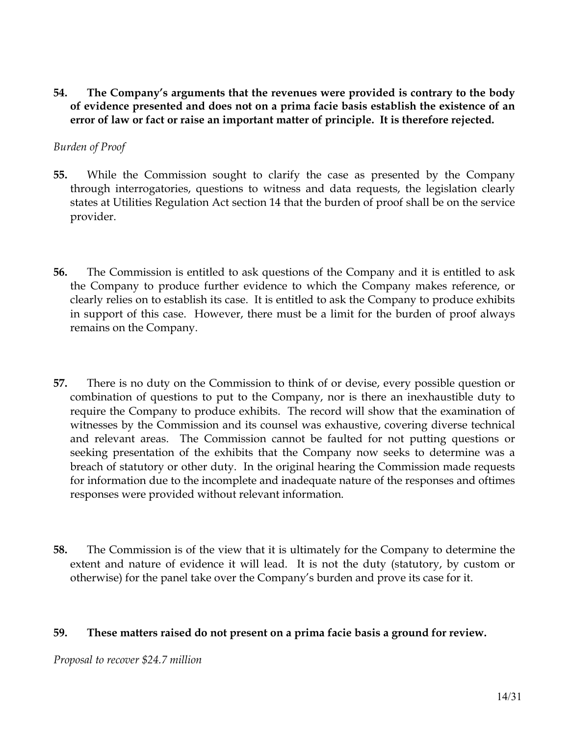**54. The Company's arguments that the revenues were provided is contrary to the body of evidence presented and does not on a prima facie basis establish the existence of an error of law or fact or raise an important matter of principle. It is therefore rejected.**

*Burden of Proof*

**55.** While the Commission sought to clarify the case as presented by the Company through interrogatories, questions to witness and data requests, the legislation clearly states at Utilities Regulation Act section 14 that the burden of proof shall be on the service provider.

**56.** The Commission is entitled to ask questions of the Company and it is entitled to ask the Company to produce further evidence to which the Company makes reference, or clearly relies on to establish its case. It is entitled to ask the Company to produce exhibits in support of this case. However, there must be a limit for the burden of proof always remains on the Company.

**57.** There is no duty on the Commission to think of or devise, every possible question or combination of questions to put to the Company, nor is there an inexhaustible duty to require the Company to produce exhibits. The record will show that the examination of witnesses by the Commission and its counsel was exhaustive, covering diverse technical and relevant areas. The Commission cannot be faulted for not putting questions or seeking presentation of the exhibits that the Company now seeks to determine was a breach of statutory or other duty. In the original hearing the Commission made requests for information due to the incomplete and inadequate nature of the responses and oftimes responses were provided without relevant information.

**58.** The Commission is of the view that it is ultimately for the Company to determine the extent and nature of evidence it will lead. It is not the duty (statutory, by custom or otherwise) for the panel take over the Company's burden and prove its case for it.

**59. These matters raised do not present on a prima facie basis a ground for review.**

*Proposal to recover $24.7 million*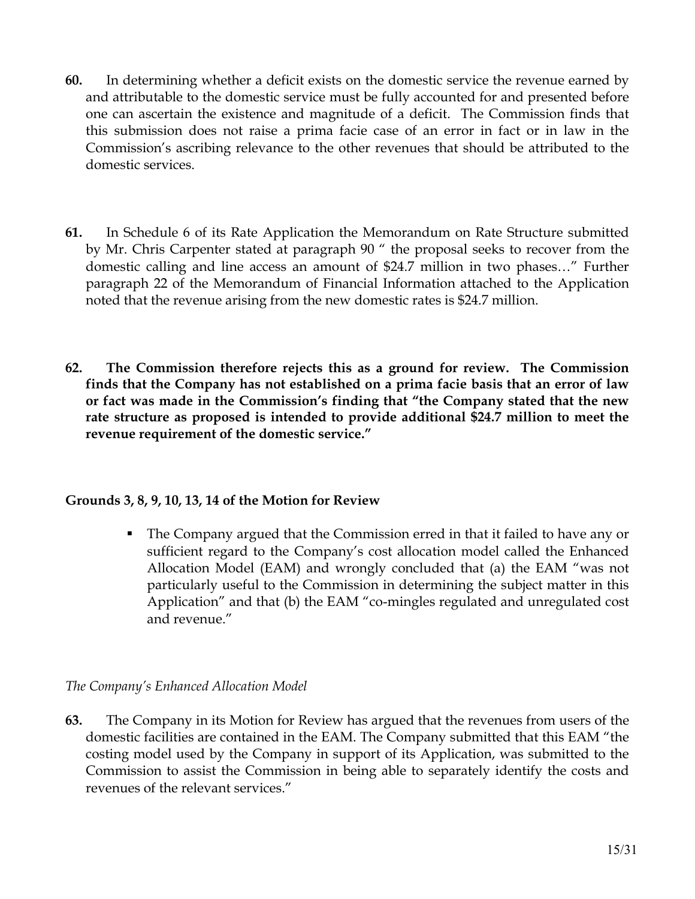**60.** In determining whether a deficit exists on the domestic service the revenue earned by and attributable to the domestic service must be fully accounted for and presented before one can ascertain the existence and magnitude of a deficit. The Commission finds that this submission does not raise a prima facie case of an error in fact or in law in the Commission's ascribing relevance to the other revenues that should be attributed to the domestic services.

**61.** In Schedule 6 of its Rate Application the Memorandum on Rate Structure submitted by Mr. Chris Carpenter stated at paragraph 90 " the proposal seeks to recover from the domestic calling and line access an amount of $24.7 million in two phases…" Further paragraph 22 of the Memorandum of Financial Information attached to the Application noted that the revenue arising from the new domestic rates is $24.7 million.

**62. The Commission therefore rejects this as a ground for review. The Commission finds that the Company has not established on a prima facie basis that an error of law or fact was made in the Commission's finding that "the Company stated that the new rate structure as proposed is intended to provide additional $24.7 million to meet the revenue requirement of the domestic service."**

**Grounds 3, 8, 9, 10, 13, 14 of the Motion for Review**

- The Company argued that the Commission erred in that it failed to have any or sufficient regard to the Company's cost allocation model called the Enhanced Allocation Model (EAM) and wrongly concluded that (a) the EAM "was not particularly useful to the Commission in determining the subject matter in this Application" and that (b) the EAM "co-mingles regulated and unregulated cost and revenue."

*The Company's Enhanced Allocation Model*

**63.** The Company in its Motion for Review has argued that the revenues from users of the domestic facilities are contained in the EAM. The Company submitted that this EAM "the costing model used by the Company in support of its Application, was submitted to the Commission to assist the Commission in being able to separately identify the costs and revenues of the relevant services."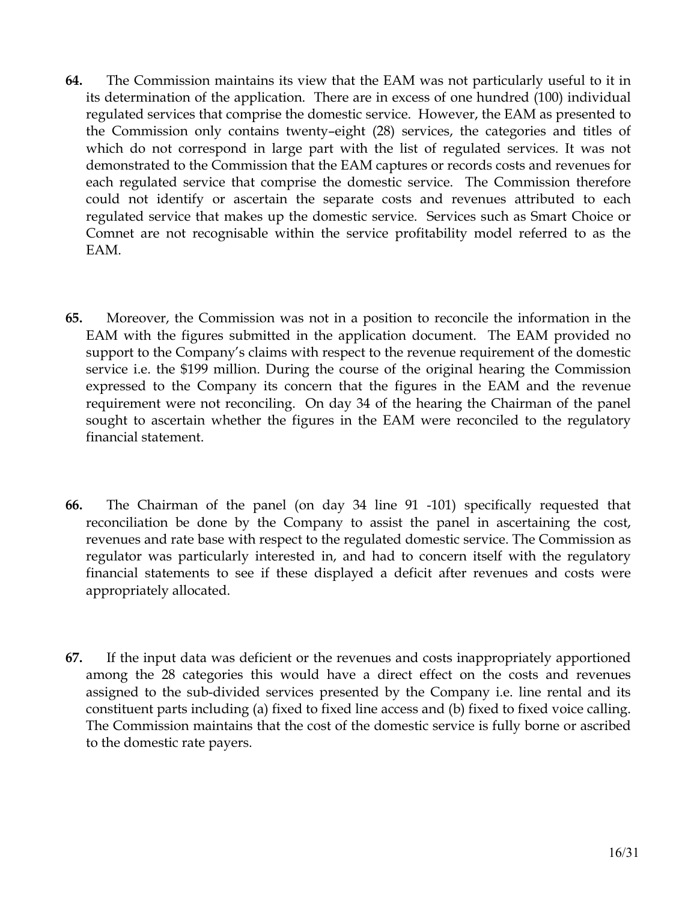**64.** The Commission maintains its view that the EAM was not particularly useful to it in its determination of the application. There are in excess of one hundred (100) individual regulated services that comprise the domestic service. However, the EAM as presented to the Commission only contains twenty–eight (28) services, the categories and titles of which do not correspond in large part with the list of regulated services. It was not demonstrated to the Commission that the EAM captures or records costs and revenues for each regulated service that comprise the domestic service. The Commission therefore could not identify or ascertain the separate costs and revenues attributed to each regulated service that makes up the domestic service. Services such as Smart Choice or Comnet are not recognisable within the service profitability model referred to as the EAM.

**65.** Moreover, the Commission was not in a position to reconcile the information in the EAM with the figures submitted in the application document. The EAM provided no support to the Company's claims with respect to the revenue requirement of the domestic service i.e. the $199 million. During the course of the original hearing the Commission expressed to the Company its concern that the figures in the EAM and the revenue requirement were not reconciling. On day 34 of the hearing the Chairman of the panel sought to ascertain whether the figures in the EAM were reconciled to the regulatory financial statement.

**66.** The Chairman of the panel (on day 34 line 91 -101) specifically requested that reconciliation be done by the Company to assist the panel in ascertaining the cost, revenues and rate base with respect to the regulated domestic service. The Commission as regulator was particularly interested in, and had to concern itself with the regulatory financial statements to see if these displayed a deficit after revenues and costs were appropriately allocated.

**67.** If the input data was deficient or the revenues and costs inappropriately apportioned among the 28 categories this would have a direct effect on the costs and revenues assigned to the sub-divided services presented by the Company i.e. line rental and its constituent parts including (a) fixed to fixed line access and (b) fixed to fixed voice calling. The Commission maintains that the cost of the domestic service is fully borne or ascribed to the domestic rate payers.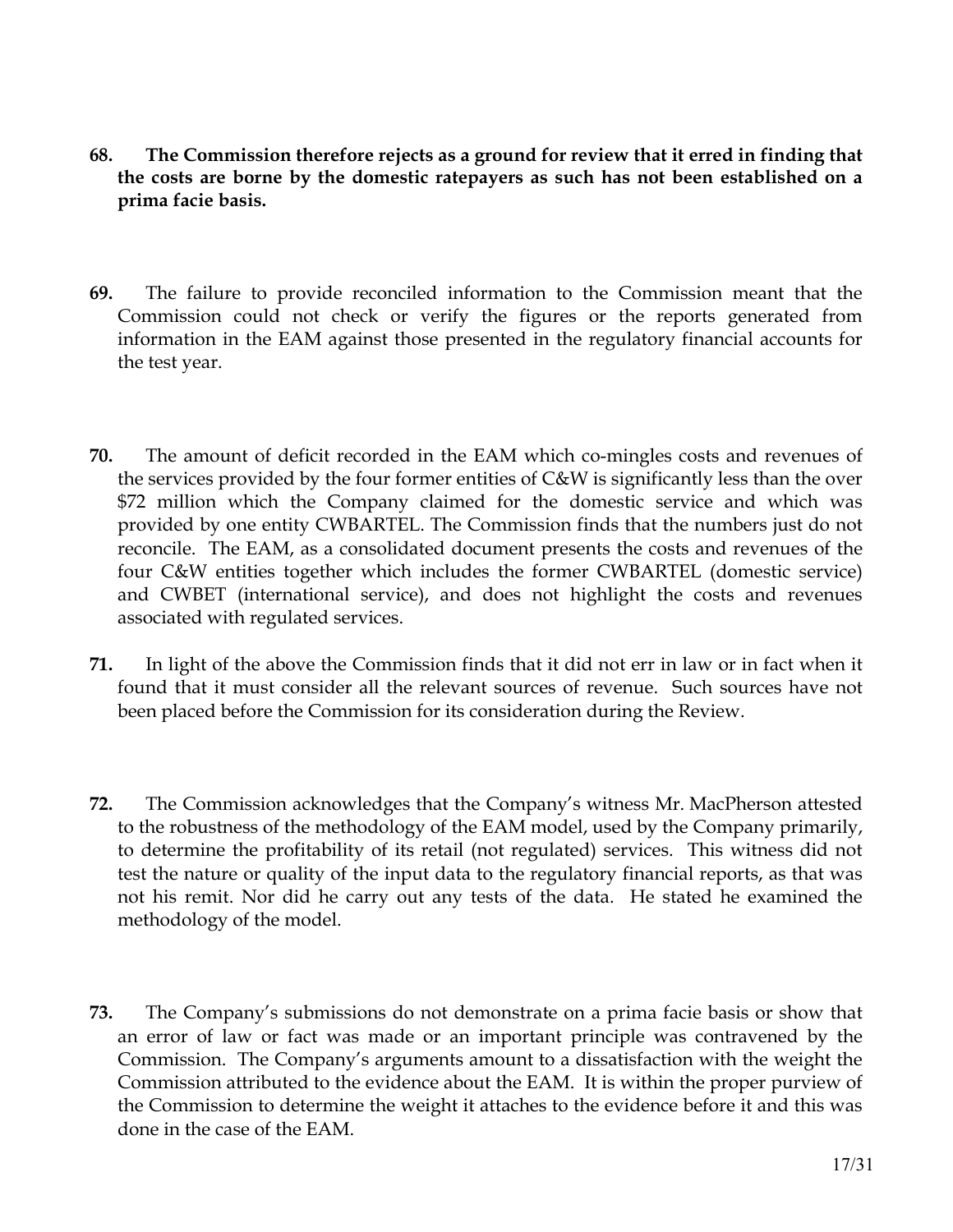**68. The Commission therefore rejects as a ground for review that it erred in finding that the costs are borne by the domestic ratepayers as such has not been established on a prima facie basis.**

**69.** The failure to provide reconciled information to the Commission meant that the Commission could not check or verify the figures or the reports generated from information in the EAM against those presented in the regulatory financial accounts for the test year.

**70.** The amount of deficit recorded in the EAM which co-mingles costs and revenues of the services provided by the four former entities of C&W is significantly less than the over $72 million which the Company claimed for the domestic service and which was provided by one entity CWBARTEL. The Commission finds that the numbers just do not reconcile. The EAM, as a consolidated document presents the costs and revenues of the four C&W entities together which includes the former CWBARTEL (domestic service) and CWBET (international service), and does not highlight the costs and revenues associated with regulated services.

**71.** In light of the above the Commission finds that it did not err in law or in fact when it found that it must consider all the relevant sources of revenue. Such sources have not been placed before the Commission for its consideration during the Review.

**72.** The Commission acknowledges that the Company's witness Mr. MacPherson attested to the robustness of the methodology of the EAM model, used by the Company primarily, to determine the profitability of its retail (not regulated) services. This witness did not test the nature or quality of the input data to the regulatory financial reports, as that was not his remit. Nor did he carry out any tests of the data. He stated he examined the methodology of the model.

**73.** The Company's submissions do not demonstrate on a prima facie basis or show that an error of law or fact was made or an important principle was contravened by the Commission. The Company's arguments amount to a dissatisfaction with the weight the Commission attributed to the evidence about the EAM. It is within the proper purview of the Commission to determine the weight it attaches to the evidence before it and this was done in the case of the EAM.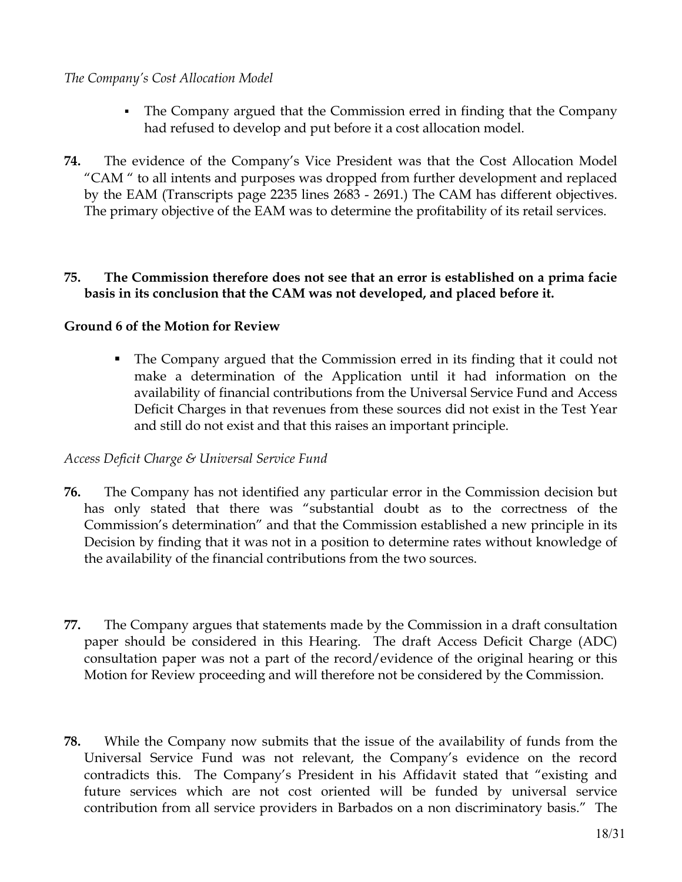*The Company's Cost Allocation Model*

- The Company argued that the Commission erred in finding that the Company had refused to develop and put before it a cost allocation model.

**74.** The evidence of the Company's Vice President was that the Cost Allocation Model "CAM " to all intents and purposes was dropped from further development and replaced by the EAM (Transcripts page 2235 lines 2683 - 2691.) The CAM has different objectives. The primary objective of the EAM was to determine the profitability of its retail services.

**75. The Commission therefore does not see that an error is established on a prima facie basis in its conclusion that the CAM was not developed, and placed before it.**

**Ground 6 of the Motion for Review**

- The Company argued that the Commission erred in its finding that it could not make a determination of the Application until it had information on the availability of financial contributions from the Universal Service Fund and Access Deficit Charges in that revenues from these sources did not exist in the Test Year and still do not exist and that this raises an important principle.

*Access Deficit Charge & Universal Service Fund*

**76.** The Company has not identified any particular error in the Commission decision but has only stated that there was "substantial doubt as to the correctness of the Commission's determination" and that the Commission established a new principle in its Decision by finding that it was not in a position to determine rates without knowledge of the availability of the financial contributions from the two sources.

**77.** The Company argues that statements made by the Commission in a draft consultation paper should be considered in this Hearing. The draft Access Deficit Charge (ADC) consultation paper was not a part of the record/evidence of the original hearing or this Motion for Review proceeding and will therefore not be considered by the Commission.

**78.** While the Company now submits that the issue of the availability of funds from the Universal Service Fund was not relevant, the Company's evidence on the record contradicts this. The Company's President in his Affidavit stated that "existing and future services which are not cost oriented will be funded by universal service contribution from all service providers in Barbados on a non discriminatory basis." The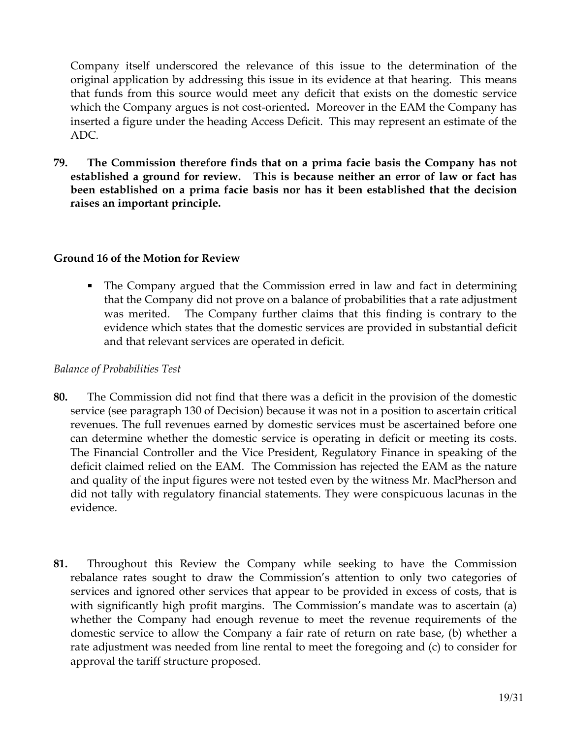Company itself underscored the relevance of this issue to the determination of the original application by addressing this issue in its evidence at that hearing. This means that funds from this source would meet any deficit that exists on the domestic service which the Company argues is not cost-oriented**.** Moreover in the EAM the Company has inserted a figure under the heading Access Deficit. This may represent an estimate of the ADC.

**79. The Commission therefore finds that on a prima facie basis the Company has not established a ground for review. This is because neither an error of law or fact has been established on a prima facie basis nor has it been established that the decision raises an important principle.**

**Ground 16 of the Motion for Review**

- The Company argued that the Commission erred in law and fact in determining that the Company did not prove on a balance of probabilities that a rate adjustment was merited. The Company further claims that this finding is contrary to the evidence which states that the domestic services are provided in substantial deficit and that relevant services are operated in deficit.

*Balance of Probabilities Test*

**80.** The Commission did not find that there was a deficit in the provision of the domestic service (see paragraph 130 of Decision) because it was not in a position to ascertain critical revenues. The full revenues earned by domestic services must be ascertained before one can determine whether the domestic service is operating in deficit or meeting its costs. The Financial Controller and the Vice President, Regulatory Finance in speaking of the deficit claimed relied on the EAM. The Commission has rejected the EAM as the nature and quality of the input figures were not tested even by the witness Mr. MacPherson and did not tally with regulatory financial statements. They were conspicuous lacunas in the evidence.

**81.** Throughout this Review the Company while seeking to have the Commission rebalance rates sought to draw the Commission's attention to only two categories of services and ignored other services that appear to be provided in excess of costs, that is with significantly high profit margins. The Commission's mandate was to ascertain (a) whether the Company had enough revenue to meet the revenue requirements of the domestic service to allow the Company a fair rate of return on rate base, (b) whether a rate adjustment was needed from line rental to meet the foregoing and (c) to consider for approval the tariff structure proposed.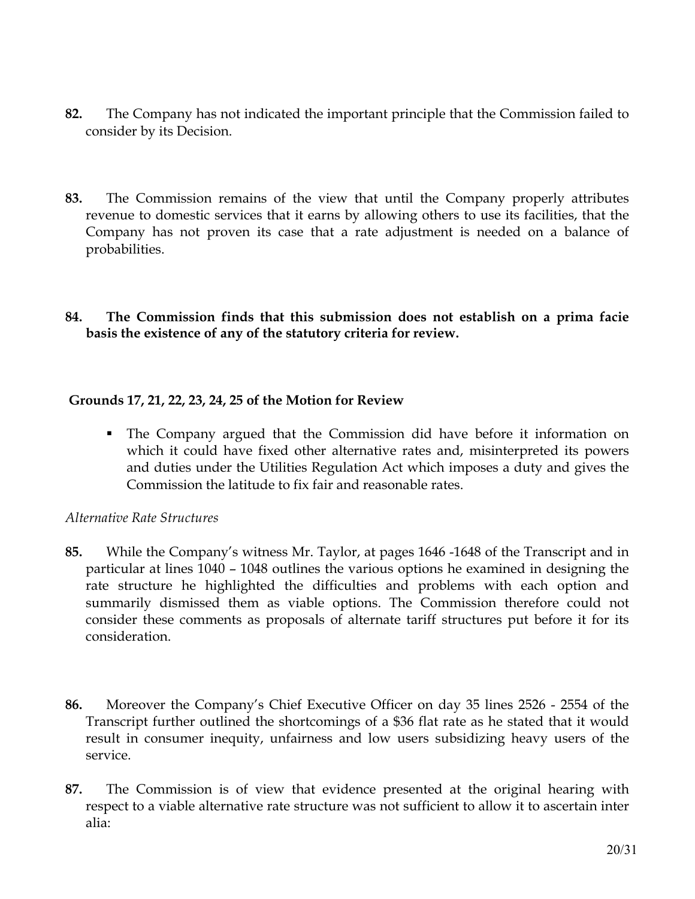82. The Company has not indicated the important principle that the Commission failed to consider by its Decision.

83. The Commission remains of the view that until the Company properly attributes revenue to domestic services that it earns by allowing others to use its facilities, that the Company has not proven its case that a rate adjustment is needed on a balance of probabilities.

**84. The Commission finds that this submission does not establish on a prima facie basis the existence of any of the statutory criteria for review.**

**Grounds 17, 21, 22, 23, 24, 25 of the Motion for Review**

- The Company argued that the Commission did have before it information on which it could have fixed other alternative rates and, misinterpreted its powers and duties under the Utilities Regulation Act which imposes a duty and gives the Commission the latitude to fix fair and reasonable rates.

*Alternative Rate Structures*

85. While the Company's witness Mr. Taylor, at pages 1646 -1648 of the Transcript and in particular at lines 1040 – 1048 outlines the various options he examined in designing the rate structure he highlighted the difficulties and problems with each option and summarily dismissed them as viable options. The Commission therefore could not consider these comments as proposals of alternate tariff structures put before it for its consideration.

86. Moreover the Company's Chief Executive Officer on day 35 lines 2526 - 2554 of the Transcript further outlined the shortcomings of a $36 flat rate as he stated that it would result in consumer inequity, unfairness and low users subsidizing heavy users of the service.

87. The Commission is of view that evidence presented at the original hearing with respect to a viable alternative rate structure was not sufficient to allow it to ascertain inter alia: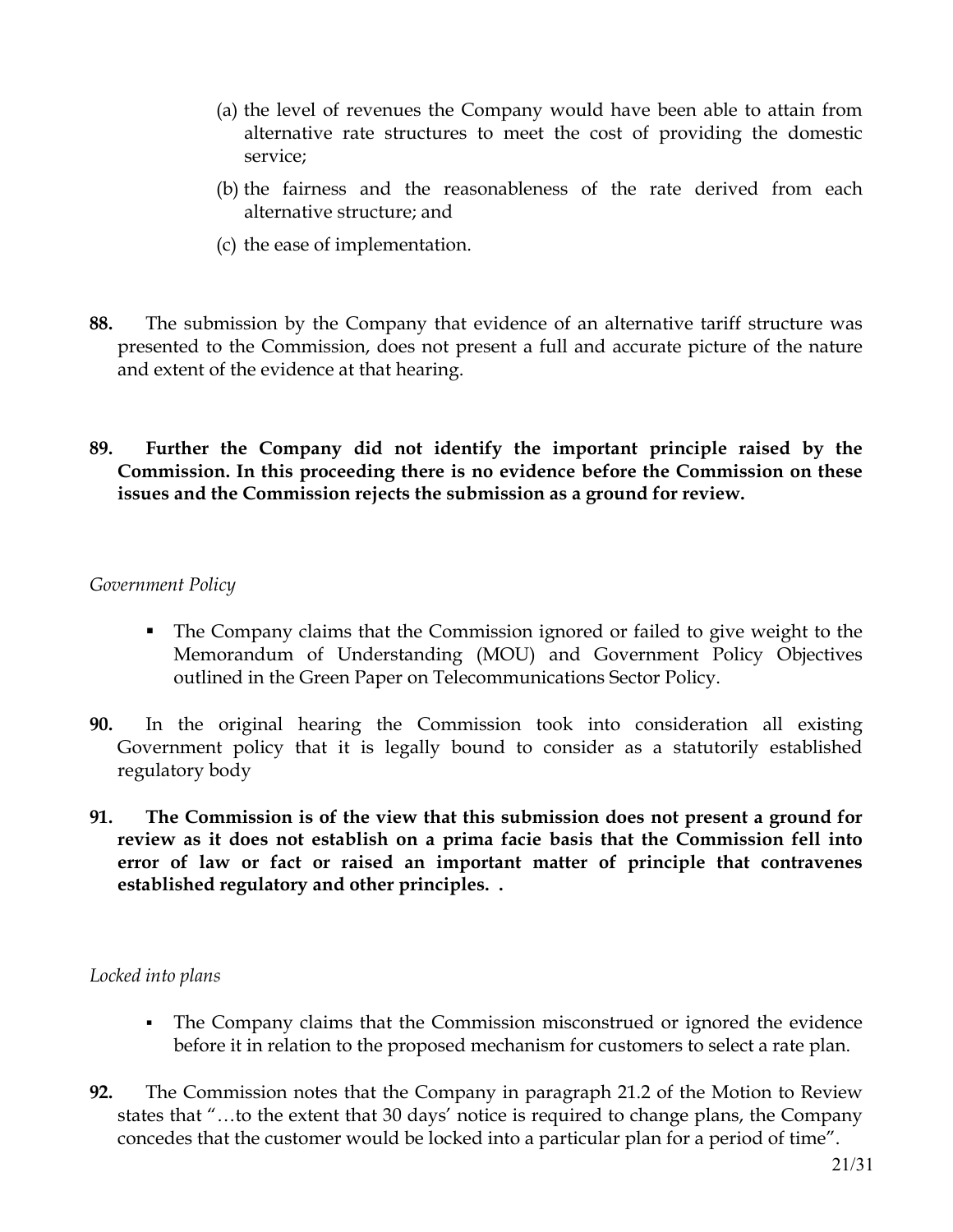(a) the level of revenues the Company would have been able to attain from alternative rate structures to meet the cost of providing the domestic service;

(b) the fairness and the reasonableness of the rate derived from each alternative structure; and

(c) the ease of implementation.

**88.** The submission by the Company that evidence of an alternative tariff structure was presented to the Commission, does not present a full and accurate picture of the nature and extent of the evidence at that hearing.

**89. Further the Company did not identify the important principle raised by the Commission. In this proceeding there is no evidence before the Commission on these issues and the Commission rejects the submission as a ground for review.**

*Government Policy*

- The Company claims that the Commission ignored or failed to give weight to the Memorandum of Understanding (MOU) and Government Policy Objectives outlined in the Green Paper on Telecommunications Sector Policy.

**90.** In the original hearing the Commission took into consideration all existing Government policy that it is legally bound to consider as a statutorily established regulatory body

**91. The Commission is of the view that this submission does not present a ground for review as it does not establish on a prima facie basis that the Commission fell into error of law or fact or raised an important matter of principle that contravenes established regulatory and other principles. .**

*Locked into plans*

- The Company claims that the Commission misconstrued or ignored the evidence before it in relation to the proposed mechanism for customers to select a rate plan.

**92.** The Commission notes that the Company in paragraph 21.2 of the Motion to Review states that "…to the extent that 30 days' notice is required to change plans, the Company concedes that the customer would be locked into a particular plan for a period of time".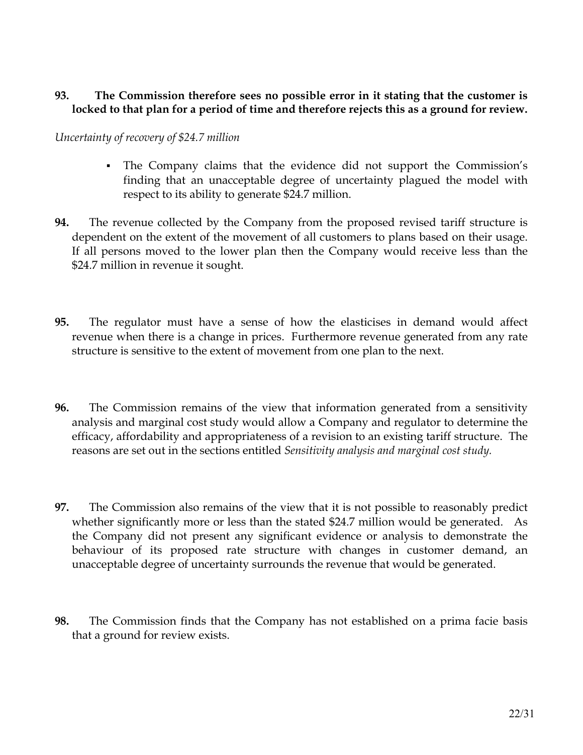**93. The Commission therefore sees no possible error in it stating that the customer is locked to that plan for a period of time and therefore rejects this as a ground for review.**

*Uncertainty of recovery of $24.7 million*

- The Company claims that the evidence did not support the Commission's finding that an unacceptable degree of uncertainty plagued the model with respect to its ability to generate $24.7 million.

**94.** The revenue collected by the Company from the proposed revised tariff structure is dependent on the extent of the movement of all customers to plans based on their usage. If all persons moved to the lower plan then the Company would receive less than the $24.7 million in revenue it sought.

**95.** The regulator must have a sense of how the elasticises in demand would affect revenue when there is a change in prices. Furthermore revenue generated from any rate structure is sensitive to the extent of movement from one plan to the next.

**96.** The Commission remains of the view that information generated from a sensitivity analysis and marginal cost study would allow a Company and regulator to determine the efficacy, affordability and appropriateness of a revision to an existing tariff structure. The reasons are set out in the sections entitled *Sensitivity analysis and marginal cost study.*

**97.** The Commission also remains of the view that it is not possible to reasonably predict whether significantly more or less than the stated $24.7 million would be generated. As the Company did not present any significant evidence or analysis to demonstrate the behaviour of its proposed rate structure with changes in customer demand, an unacceptable degree of uncertainty surrounds the revenue that would be generated.

**98.** The Commission finds that the Company has not established on a prima facie basis that a ground for review exists.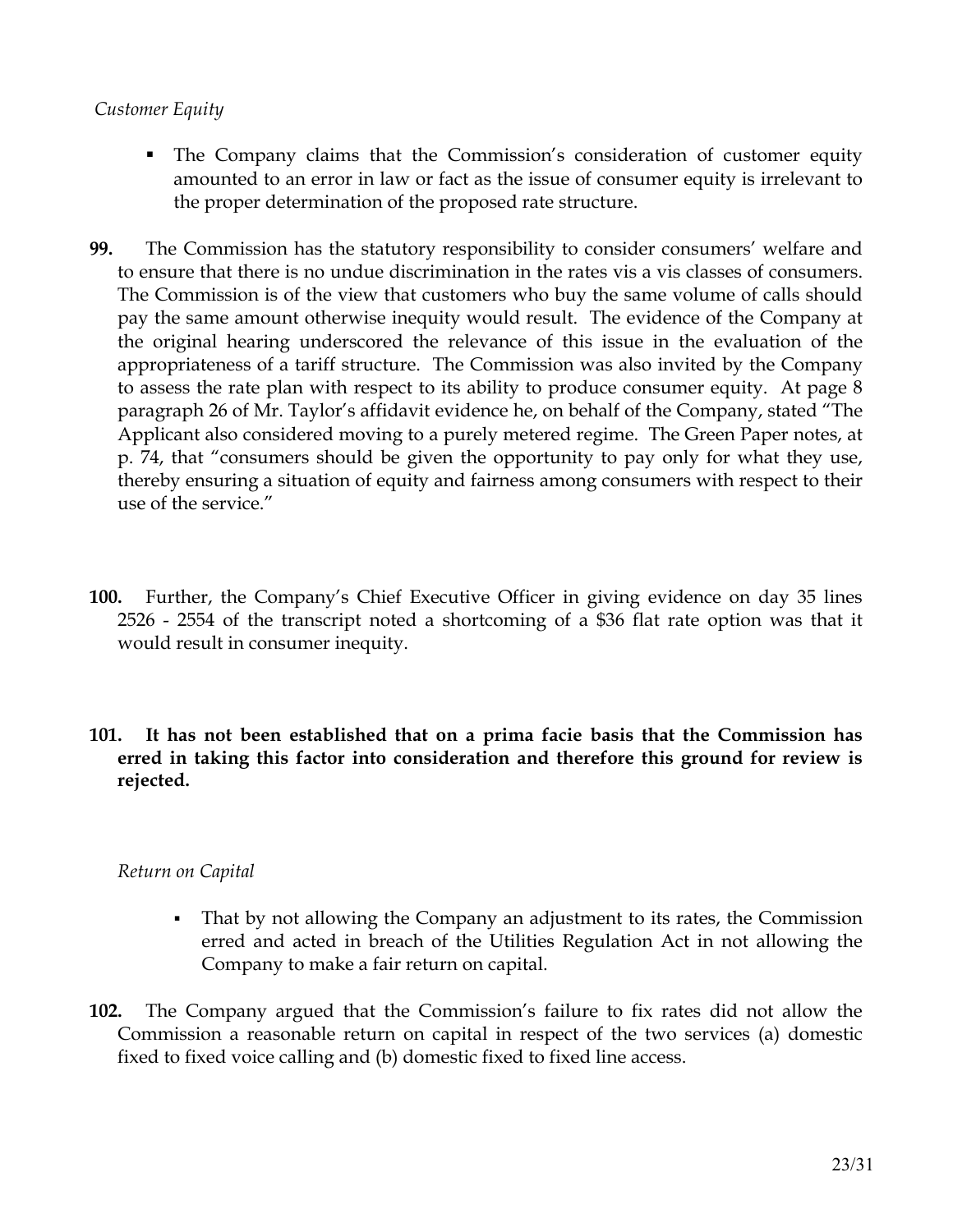*Customer Equity*

- The Company claims that the Commission's consideration of customer equity amounted to an error in law or fact as the issue of consumer equity is irrelevant to the proper determination of the proposed rate structure.

**99.** The Commission has the statutory responsibility to consider consumers' welfare and to ensure that there is no undue discrimination in the rates vis a vis classes of consumers. The Commission is of the view that customers who buy the same volume of calls should pay the same amount otherwise inequity would result. The evidence of the Company at the original hearing underscored the relevance of this issue in the evaluation of the appropriateness of a tariff structure. The Commission was also invited by the Company to assess the rate plan with respect to its ability to produce consumer equity. At page 8 paragraph 26 of Mr. Taylor's affidavit evidence he, on behalf of the Company, stated "The Applicant also considered moving to a purely metered regime. The Green Paper notes, at p. 74, that "consumers should be given the opportunity to pay only for what they use, thereby ensuring a situation of equity and fairness among consumers with respect to their use of the service."

**100.** Further, the Company's Chief Executive Officer in giving evidence on day 35 lines 2526 - 2554 of the transcript noted a shortcoming of a $36 flat rate option was that it would result in consumer inequity.

**101. It has not been established that on a prima facie basis that the Commission has erred in taking this factor into consideration and therefore this ground for review is rejected.**

*Return on Capital*

- That by not allowing the Company an adjustment to its rates, the Commission erred and acted in breach of the Utilities Regulation Act in not allowing the Company to make a fair return on capital.

**102.** The Company argued that the Commission's failure to fix rates did not allow the Commission a reasonable return on capital in respect of the two services (a) domestic fixed to fixed voice calling and (b) domestic fixed to fixed line access.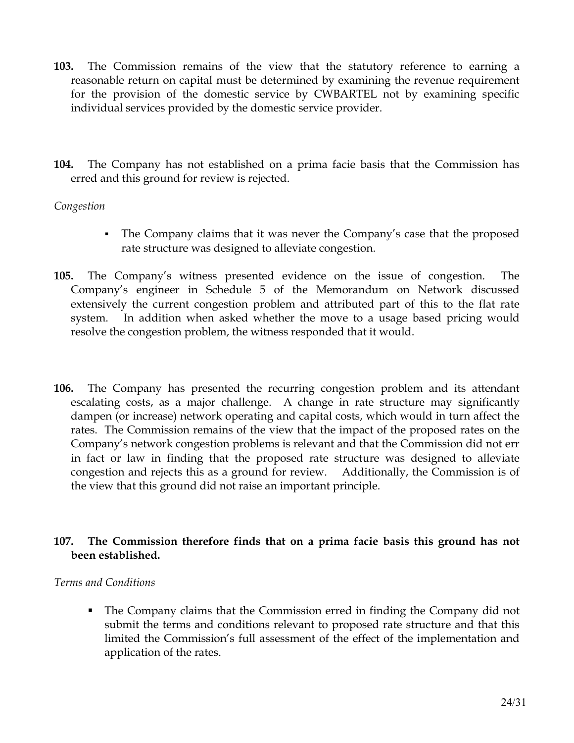**103.** The Commission remains of the view that the statutory reference to earning a reasonable return on capital must be determined by examining the revenue requirement for the provision of the domestic service by CWBARTEL not by examining specific individual services provided by the domestic service provider.

**104.** The Company has not established on a prima facie basis that the Commission has erred and this ground for review is rejected.

*Congestion*

- The Company claims that it was never the Company's case that the proposed rate structure was designed to alleviate congestion.

**105.** The Company's witness presented evidence on the issue of congestion. The Company's engineer in Schedule 5 of the Memorandum on Network discussed extensively the current congestion problem and attributed part of this to the flat rate system. In addition when asked whether the move to a usage based pricing would resolve the congestion problem, the witness responded that it would.

**106.** The Company has presented the recurring congestion problem and its attendant escalating costs, as a major challenge. A change in rate structure may significantly dampen (or increase) network operating and capital costs, which would in turn affect the rates. The Commission remains of the view that the impact of the proposed rates on the Company's network congestion problems is relevant and that the Commission did not err in fact or law in finding that the proposed rate structure was designed to alleviate congestion and rejects this as a ground for review. Additionally, the Commission is of the view that this ground did not raise an important principle.

**107. The Commission therefore finds that on a prima facie basis this ground has not been established.**

*Terms and Conditions*

- The Company claims that the Commission erred in finding the Company did not submit the terms and conditions relevant to proposed rate structure and that this limited the Commission's full assessment of the effect of the implementation and application of the rates.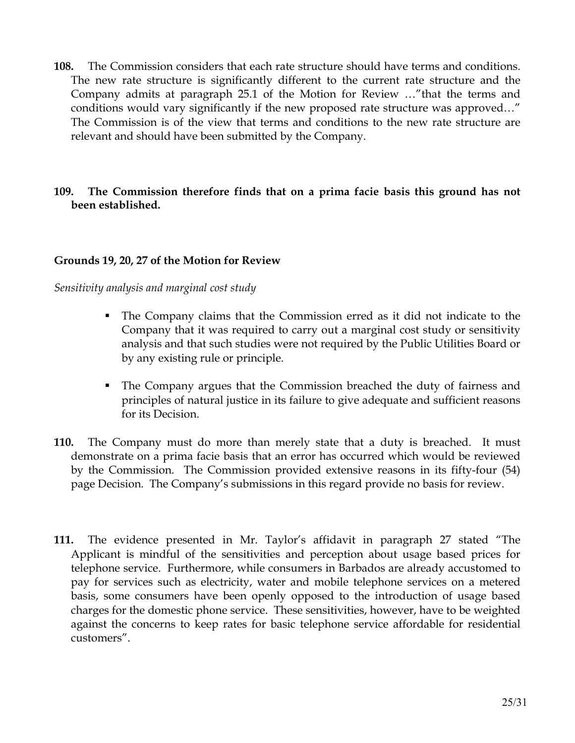**108.** The Commission considers that each rate structure should have terms and conditions. The new rate structure is significantly different to the current rate structure and the Company admits at paragraph 25.1 of the Motion for Review …"that the terms and conditions would vary significantly if the new proposed rate structure was approved…" The Commission is of the view that terms and conditions to the new rate structure are relevant and should have been submitted by the Company.

**109. The Commission therefore finds that on a prima facie basis this ground has not been established.**

### Grounds 19, 20, 27 of the Motion for Review

*Sensitivity analysis and marginal cost study*

- The Company claims that the Commission erred as it did not indicate to the Company that it was required to carry out a marginal cost study or sensitivity analysis and that such studies were not required by the Public Utilities Board or by any existing rule or principle.
- The Company argues that the Commission breached the duty of fairness and principles of natural justice in its failure to give adequate and sufficient reasons for its Decision.

**110.** The Company must do more than merely state that a duty is breached. It must demonstrate on a prima facie basis that an error has occurred which would be reviewed by the Commission. The Commission provided extensive reasons in its fifty-four (54) page Decision. The Company's submissions in this regard provide no basis for review.

**111.** The evidence presented in Mr. Taylor's affidavit in paragraph 27 stated "The Applicant is mindful of the sensitivities and perception about usage based prices for telephone service. Furthermore, while consumers in Barbados are already accustomed to pay for services such as electricity, water and mobile telephone services on a metered basis, some consumers have been openly opposed to the introduction of usage based charges for the domestic phone service. These sensitivities, however, have to be weighted against the concerns to keep rates for basic telephone service affordable for residential customers".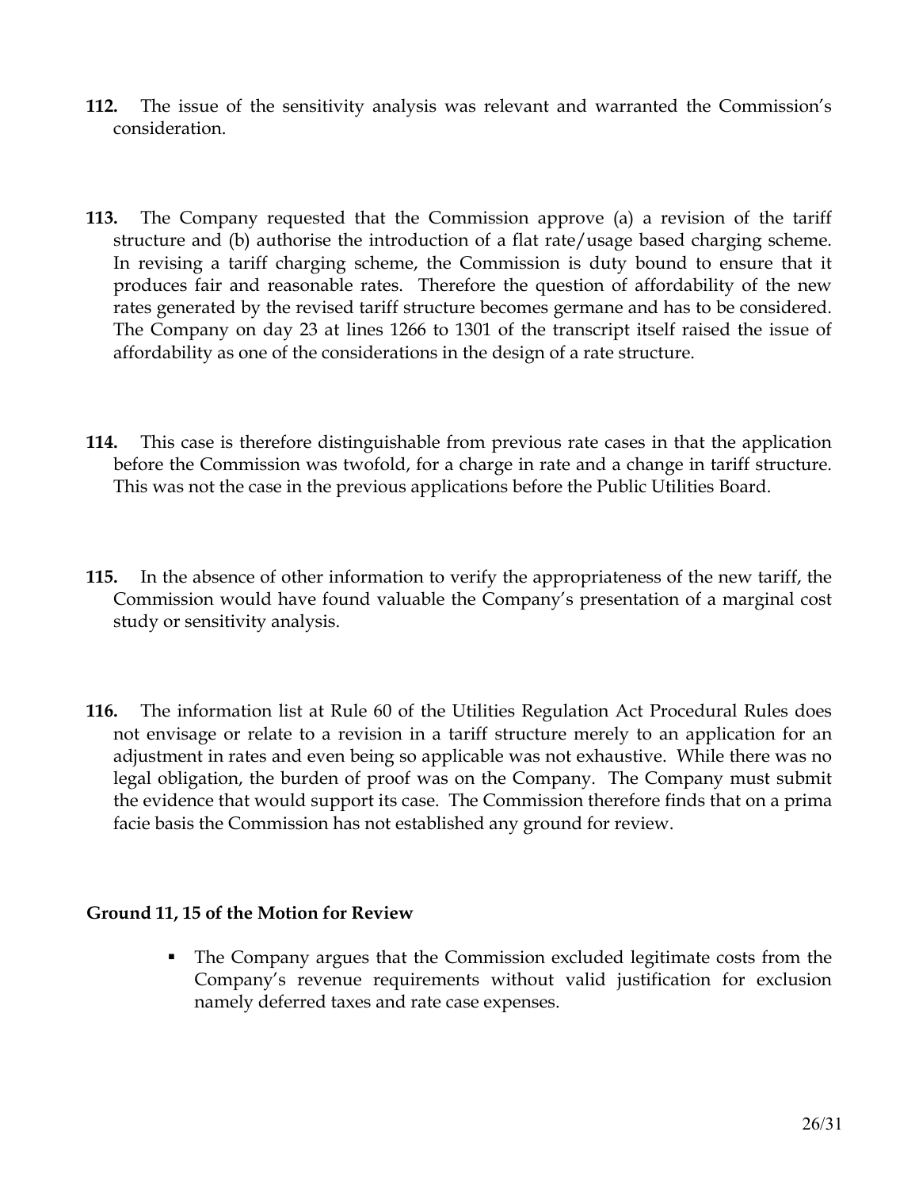**112.** The issue of the sensitivity analysis was relevant and warranted the Commission's consideration.

**113.** The Company requested that the Commission approve (a) a revision of the tariff structure and (b) authorise the introduction of a flat rate/usage based charging scheme. In revising a tariff charging scheme, the Commission is duty bound to ensure that it produces fair and reasonable rates. Therefore the question of affordability of the new rates generated by the revised tariff structure becomes germane and has to be considered. The Company on day 23 at lines 1266 to 1301 of the transcript itself raised the issue of affordability as one of the considerations in the design of a rate structure.

**114.** This case is therefore distinguishable from previous rate cases in that the application before the Commission was twofold, for a charge in rate and a change in tariff structure. This was not the case in the previous applications before the Public Utilities Board.

**115.** In the absence of other information to verify the appropriateness of the new tariff, the Commission would have found valuable the Company's presentation of a marginal cost study or sensitivity analysis.

**116.** The information list at Rule 60 of the Utilities Regulation Act Procedural Rules does not envisage or relate to a revision in a tariff structure merely to an application for an adjustment in rates and even being so applicable was not exhaustive. While there was no legal obligation, the burden of proof was on the Company. The Company must submit the evidence that would support its case. The Commission therefore finds that on a prima facie basis the Commission has not established any ground for review.

**Ground 11, 15 of the Motion for Review**

- The Company argues that the Commission excluded legitimate costs from the Company's revenue requirements without valid justification for exclusion namely deferred taxes and rate case expenses.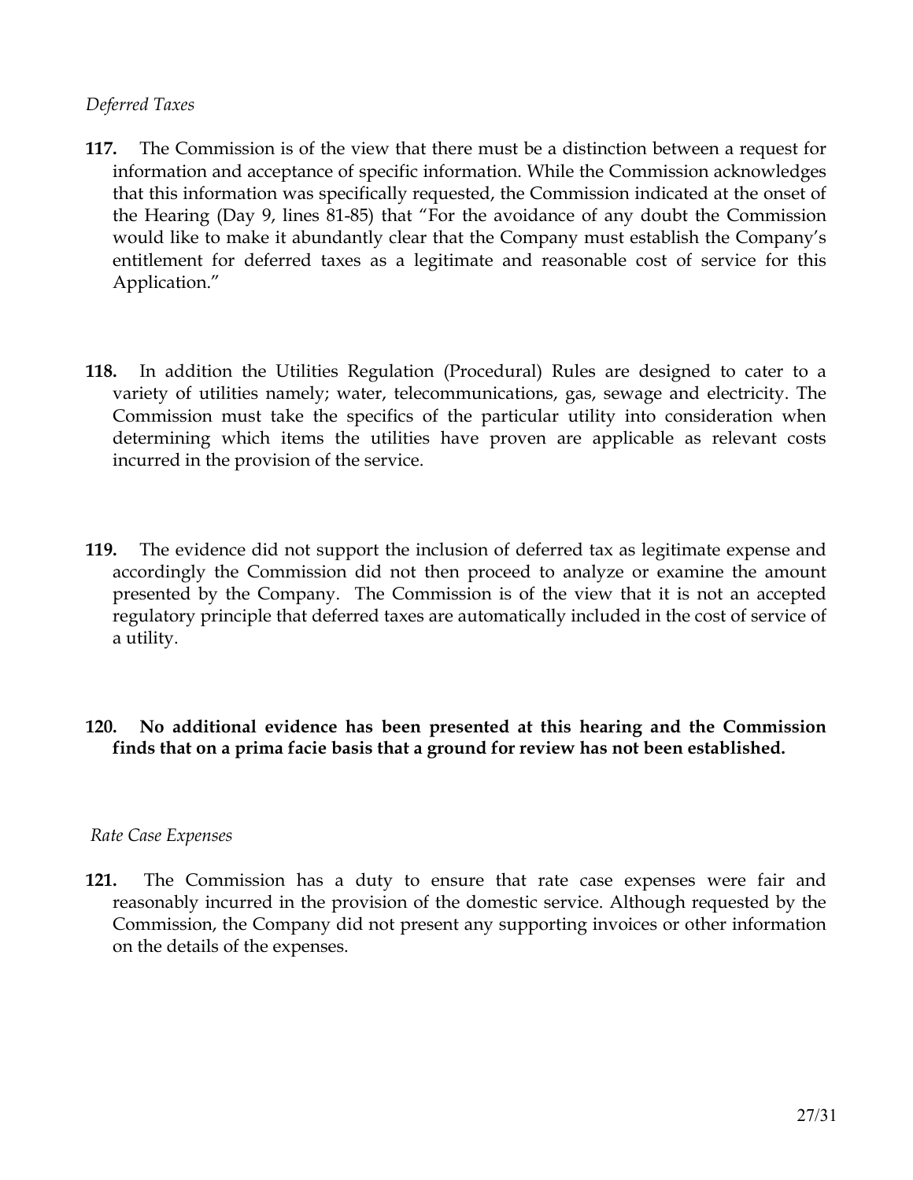*Deferred Taxes*

**117.** The Commission is of the view that there must be a distinction between a request for information and acceptance of specific information. While the Commission acknowledges that this information was specifically requested, the Commission indicated at the onset of the Hearing (Day 9, lines 81-85) that "For the avoidance of any doubt the Commission would like to make it abundantly clear that the Company must establish the Company's entitlement for deferred taxes as a legitimate and reasonable cost of service for this Application."

**118.** In addition the Utilities Regulation (Procedural) Rules are designed to cater to a variety of utilities namely; water, telecommunications, gas, sewage and electricity. The Commission must take the specifics of the particular utility into consideration when determining which items the utilities have proven are applicable as relevant costs incurred in the provision of the service.

**119.** The evidence did not support the inclusion of deferred tax as legitimate expense and accordingly the Commission did not then proceed to analyze or examine the amount presented by the Company. The Commission is of the view that it is not an accepted regulatory principle that deferred taxes are automatically included in the cost of service of a utility.

**120. No additional evidence has been presented at this hearing and the Commission finds that on a prima facie basis that a ground for review has not been established.**

*Rate Case Expenses*

**121.** The Commission has a duty to ensure that rate case expenses were fair and reasonably incurred in the provision of the domestic service. Although requested by the Commission, the Company did not present any supporting invoices or other information on the details of the expenses.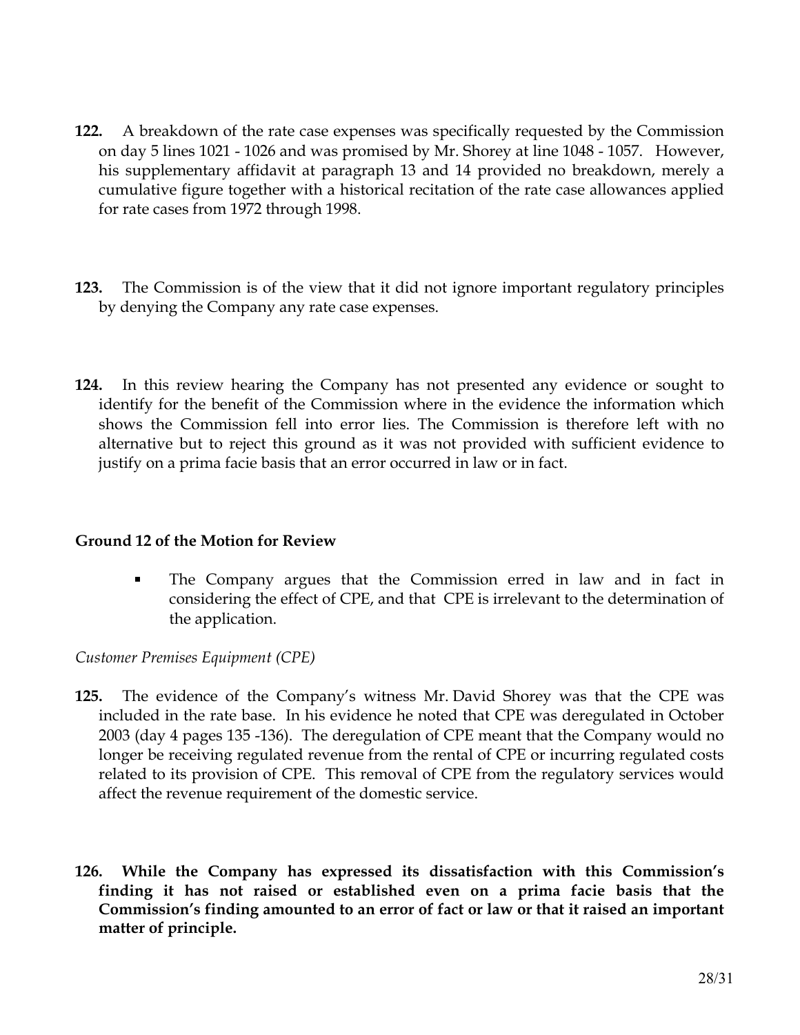**122.** A breakdown of the rate case expenses was specifically requested by the Commission on day 5 lines 1021 - 1026 and was promised by Mr. Shorey at line 1048 - 1057. However, his supplementary affidavit at paragraph 13 and 14 provided no breakdown, merely a cumulative figure together with a historical recitation of the rate case allowances applied for rate cases from 1972 through 1998.

**123.** The Commission is of the view that it did not ignore important regulatory principles by denying the Company any rate case expenses.

**124.** In this review hearing the Company has not presented any evidence or sought to identify for the benefit of the Commission where in the evidence the information which shows the Commission fell into error lies. The Commission is therefore left with no alternative but to reject this ground as it was not provided with sufficient evidence to justify on a prima facie basis that an error occurred in law or in fact.

**Ground 12 of the Motion for Review**

- The Company argues that the Commission erred in law and in fact in considering the effect of CPE, and that CPE is irrelevant to the determination of the application.

*Customer Premises Equipment (CPE)*

**125.** The evidence of the Company's witness Mr. David Shorey was that the CPE was included in the rate base. In his evidence he noted that CPE was deregulated in October 2003 (day 4 pages 135 -136). The deregulation of CPE meant that the Company would no longer be receiving regulated revenue from the rental of CPE or incurring regulated costs related to its provision of CPE. This removal of CPE from the regulatory services would affect the revenue requirement of the domestic service.

**126. While the Company has expressed its dissatisfaction with this Commission's finding it has not raised or established even on a prima facie basis that the Commission's finding amounted to an error of fact or law or that it raised an important matter of principle.**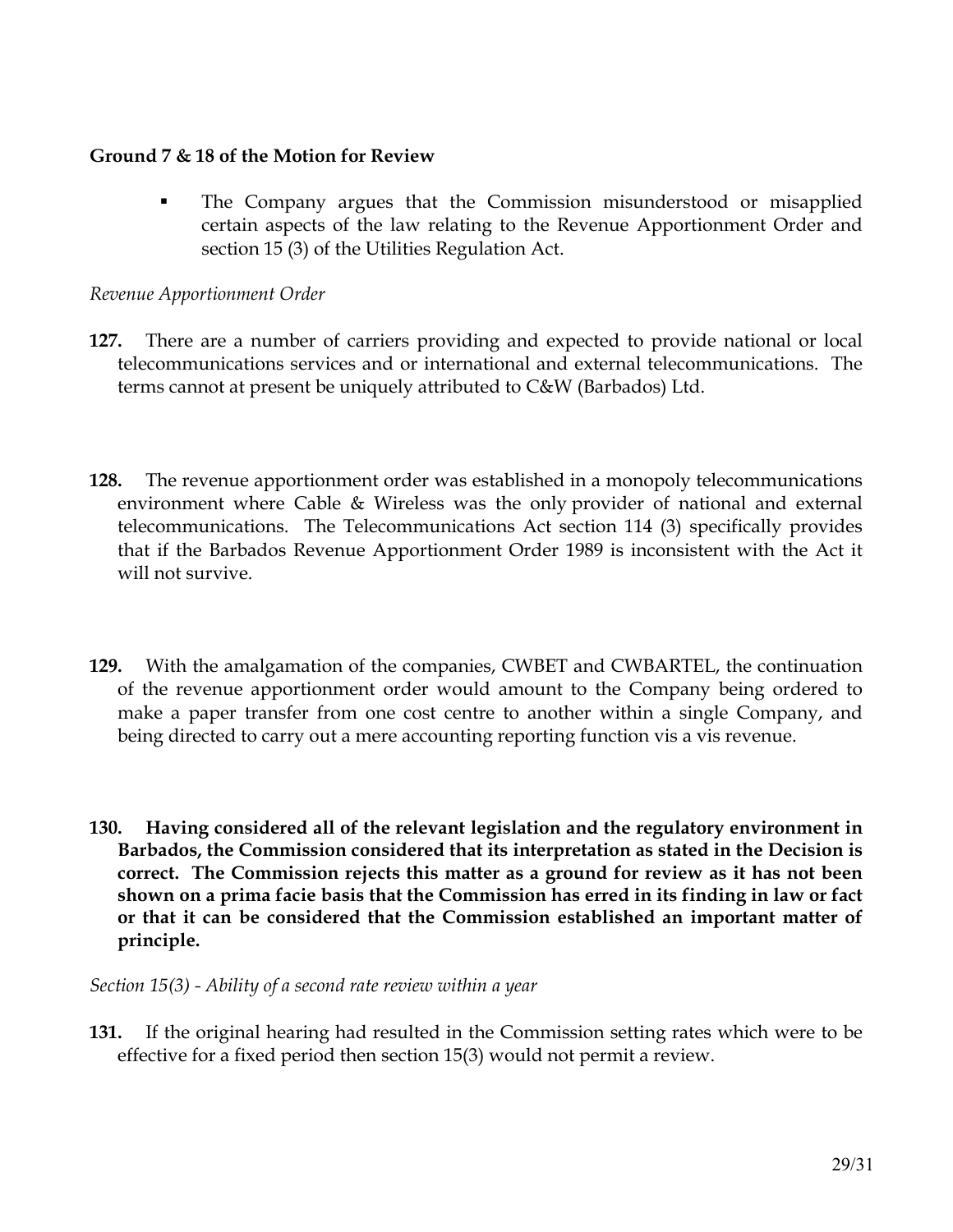**Ground 7 & 18 of the Motion for Review**

- The Company argues that the Commission misunderstood or misapplied certain aspects of the law relating to the Revenue Apportionment Order and section 15 (3) of the Utilities Regulation Act.

*Revenue Apportionment Order*

**127.** There are a number of carriers providing and expected to provide national or local telecommunications services and or international and external telecommunications. The terms cannot at present be uniquely attributed to C&W (Barbados) Ltd.

**128.** The revenue apportionment order was established in a monopoly telecommunications environment where Cable & Wireless was the only provider of national and external telecommunications. The Telecommunications Act section 114 (3) specifically provides that if the Barbados Revenue Apportionment Order 1989 is inconsistent with the Act it will not survive.

**129.** With the amalgamation of the companies, CWBET and CWBARTEL, the continuation of the revenue apportionment order would amount to the Company being ordered to make a paper transfer from one cost centre to another within a single Company, and being directed to carry out a mere accounting reporting function vis a vis revenue.

**130. Having considered all of the relevant legislation and the regulatory environment in Barbados, the Commission considered that its interpretation as stated in the Decision is correct. The Commission rejects this matter as a ground for review as it has not been shown on a prima facie basis that the Commission has erred in its finding in law or fact or that it can be considered that the Commission established an important matter of principle.**

*Section 15(3) - Ability of a second rate review within a year*

**131.** If the original hearing had resulted in the Commission setting rates which were to be effective for a fixed period then section 15(3) would not permit a review.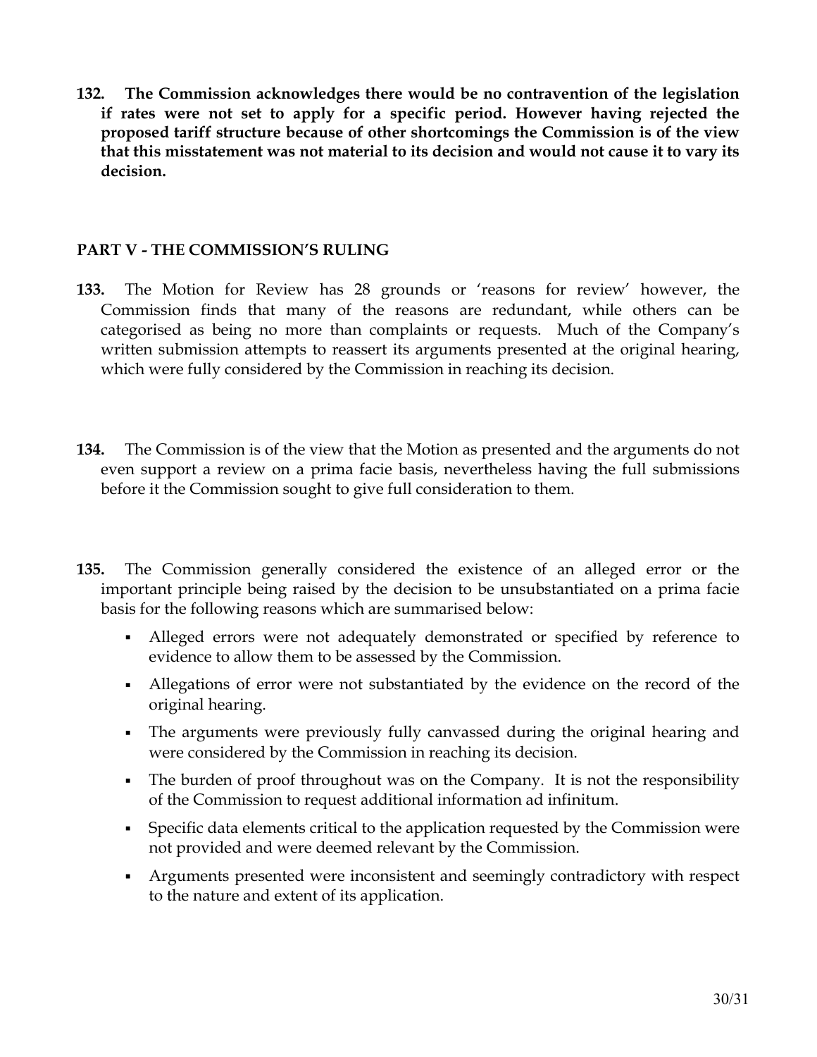**132. The Commission acknowledges there would be no contravention of the legislation if rates were not set to apply for a specific period. However having rejected the proposed tariff structure because of other shortcomings the Commission is of the view that this misstatement was not material to its decision and would not cause it to vary its decision.**

## PART V - THE COMMISSION'S RULING

**133.** The Motion for Review has 28 grounds or 'reasons for review' however, the Commission finds that many of the reasons are redundant, while others can be categorised as being no more than complaints or requests. Much of the Company's written submission attempts to reassert its arguments presented at the original hearing, which were fully considered by the Commission in reaching its decision.

**134.** The Commission is of the view that the Motion as presented and the arguments do not even support a review on a prima facie basis, nevertheless having the full submissions before it the Commission sought to give full consideration to them.

**135.** The Commission generally considered the existence of an alleged error or the important principle being raised by the decision to be unsubstantiated on a prima facie basis for the following reasons which are summarised below:

- Alleged errors were not adequately demonstrated or specified by reference to evidence to allow them to be assessed by the Commission.
- Allegations of error were not substantiated by the evidence on the record of the original hearing.
- The arguments were previously fully canvassed during the original hearing and were considered by the Commission in reaching its decision.
- The burden of proof throughout was on the Company. It is not the responsibility of the Commission to request additional information ad infinitum.
- Specific data elements critical to the application requested by the Commission were not provided and were deemed relevant by the Commission.
- Arguments presented were inconsistent and seemingly contradictory with respect to the nature and extent of its application.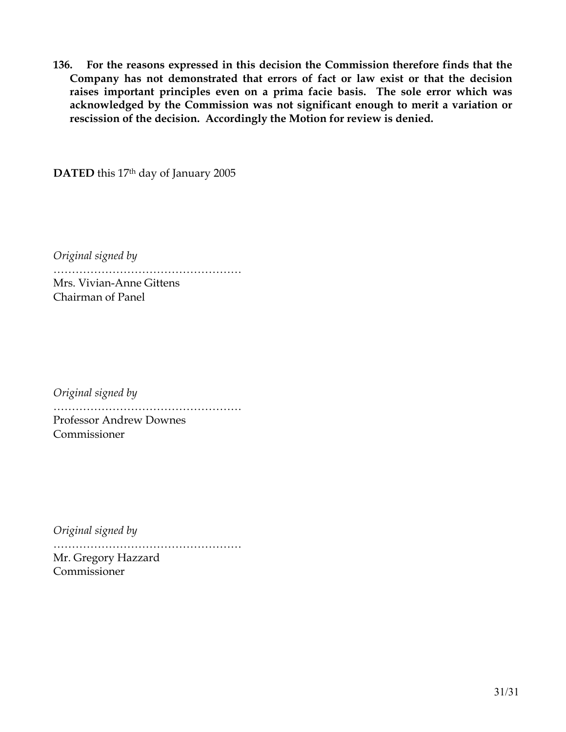**136. For the reasons expressed in this decision the Commission therefore finds that the Company has not demonstrated that errors of fact or law exist or that the decision raises important principles even on a prima facie basis. The sole error which was acknowledged by the Commission was not significant enough to merit a variation or rescission of the decision. Accordingly the Motion for review is denied.**

**DATED** this 17th day of January 2005

*Original signed by*

……………………………………………

Mrs. Vivian-Anne Gittens
Chairman of Panel

*Original signed by*

……………………………………………

Professor Andrew Downes
Commissioner

*Original signed by*

……………………………………………

Mr. Gregory Hazzard
Commissioner